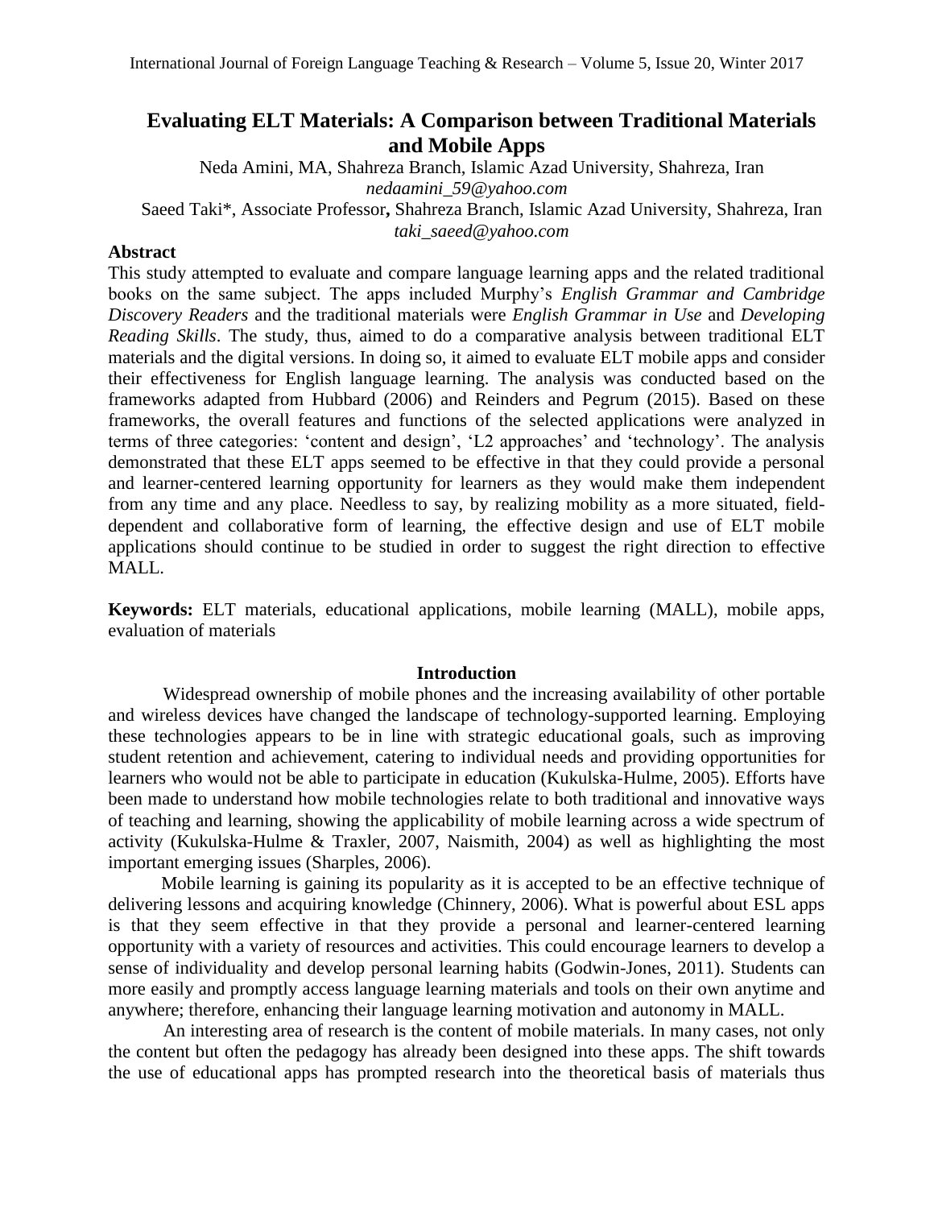# Evaluating ELT Materials: A Comparison between Traditional Materials and Mobile Apps

Neda Amini, MA, Shahreza Branch, Islamic Azad University, Shahreza, Iran
*nedaamini_59@yahoo.com*

Saeed Taki*, Associate Professor**,** Shahreza Branch, Islamic Azad University, Shahreza, Iran
*taki_saeed@yahoo.com*

## Abstract

This study attempted to evaluate and compare language learning apps and the related traditional books on the same subject. The apps included Murphy's *English Grammar and Cambridge Discovery Readers* and the traditional materials were *English Grammar in Use* and *Developing Reading Skills*. The study, thus, aimed to do a comparative analysis between traditional ELT materials and the digital versions. In doing so, it aimed to evaluate ELT mobile apps and consider their effectiveness for English language learning. The analysis was conducted based on the frameworks adapted from Hubbard (2006) and Reinders and Pegrum (2015). Based on these frameworks, the overall features and functions of the selected applications were analyzed in terms of three categories: 'content and design', 'L2 approaches' and 'technology'. The analysis demonstrated that these ELT apps seemed to be effective in that they could provide a personal and learner-centered learning opportunity for learners as they would make them independent from any time and any place. Needless to say, by realizing mobility as a more situated, field-dependent and collaborative form of learning, the effective design and use of ELT mobile applications should continue to be studied in order to suggest the right direction to effective MALL.

**Keywords:** ELT materials, educational applications, mobile learning (MALL), mobile apps, evaluation of materials

## Introduction

Widespread ownership of mobile phones and the increasing availability of other portable and wireless devices have changed the landscape of technology-supported learning. Employing these technologies appears to be in line with strategic educational goals, such as improving student retention and achievement, catering to individual needs and providing opportunities for learners who would not be able to participate in education (Kukulska-Hulme, 2005). Efforts have been made to understand how mobile technologies relate to both traditional and innovative ways of teaching and learning, showing the applicability of mobile learning across a wide spectrum of activity (Kukulska-Hulme & Traxler, 2007, Naismith, 2004) as well as highlighting the most important emerging issues (Sharples, 2006).

Mobile learning is gaining its popularity as it is accepted to be an effective technique of delivering lessons and acquiring knowledge (Chinnery, 2006). What is powerful about ESL apps is that they seem effective in that they provide a personal and learner-centered learning opportunity with a variety of resources and activities. This could encourage learners to develop a sense of individuality and develop personal learning habits (Godwin-Jones, 2011). Students can more easily and promptly access language learning materials and tools on their own anytime and anywhere; therefore, enhancing their language learning motivation and autonomy in MALL.

An interesting area of research is the content of mobile materials. In many cases, not only the content but often the pedagogy has already been designed into these apps. The shift towards the use of educational apps has prompted research into the theoretical basis of materials thus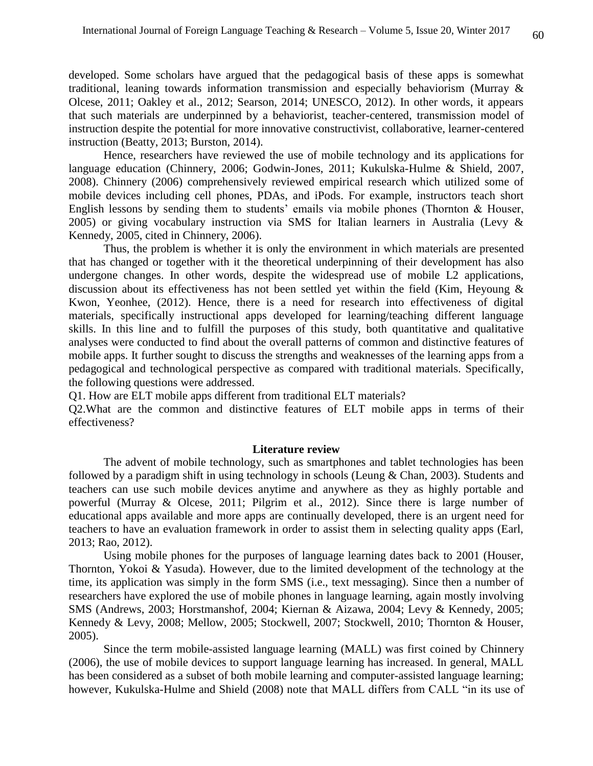developed. Some scholars have argued that the pedagogical basis of these apps is somewhat traditional, leaning towards information transmission and especially behaviorism (Murray & Olcese, 2011; Oakley et al., 2012; Searson, 2014; UNESCO, 2012). In other words, it appears that such materials are underpinned by a behaviorist, teacher-centered, transmission model of instruction despite the potential for more innovative constructivist, collaborative, learner-centered instruction (Beatty, 2013; Burston, 2014).

Hence, researchers have reviewed the use of mobile technology and its applications for language education (Chinnery, 2006; Godwin-Jones, 2011; Kukulska-Hulme & Shield, 2007, 2008). Chinnery (2006) comprehensively reviewed empirical research which utilized some of mobile devices including cell phones, PDAs, and iPods. For example, instructors teach short English lessons by sending them to students' emails via mobile phones (Thornton & Houser, 2005) or giving vocabulary instruction via SMS for Italian learners in Australia (Levy & Kennedy, 2005, cited in Chinnery, 2006).

Thus, the problem is whether it is only the environment in which materials are presented that has changed or together with it the theoretical underpinning of their development has also undergone changes. In other words, despite the widespread use of mobile L2 applications, discussion about its effectiveness has not been settled yet within the field (Kim, Heyoung & Kwon, Yeonhee, (2012). Hence, there is a need for research into effectiveness of digital materials, specifically instructional apps developed for learning/teaching different language skills. In this line and to fulfill the purposes of this study, both quantitative and qualitative analyses were conducted to find about the overall patterns of common and distinctive features of mobile apps. It further sought to discuss the strengths and weaknesses of the learning apps from a pedagogical and technological perspective as compared with traditional materials. Specifically, the following questions were addressed.

Q1. How are ELT mobile apps different from traditional ELT materials?

Q2.What are the common and distinctive features of ELT mobile apps in terms of their effectiveness?

## Literature review

The advent of mobile technology, such as smartphones and tablet technologies has been followed by a paradigm shift in using technology in schools (Leung & Chan, 2003). Students and teachers can use such mobile devices anytime and anywhere as they as highly portable and powerful (Murray & Olcese, 2011; Pilgrim et al., 2012). Since there is large number of educational apps available and more apps are continually developed, there is an urgent need for teachers to have an evaluation framework in order to assist them in selecting quality apps (Earl, 2013; Rao, 2012).

Using mobile phones for the purposes of language learning dates back to 2001 (Houser, Thornton, Yokoi & Yasuda). However, due to the limited development of the technology at the time, its application was simply in the form SMS (i.e., text messaging). Since then a number of researchers have explored the use of mobile phones in language learning, again mostly involving SMS (Andrews, 2003; Horstmanshof, 2004; Kiernan & Aizawa, 2004; Levy & Kennedy, 2005; Kennedy & Levy, 2008; Mellow, 2005; Stockwell, 2007; Stockwell, 2010; Thornton & Houser, 2005).

Since the term mobile-assisted language learning (MALL) was first coined by Chinnery (2006), the use of mobile devices to support language learning has increased. In general, MALL has been considered as a subset of both mobile learning and computer-assisted language learning; however, Kukulska-Hulme and Shield (2008) note that MALL differs from CALL "in its use of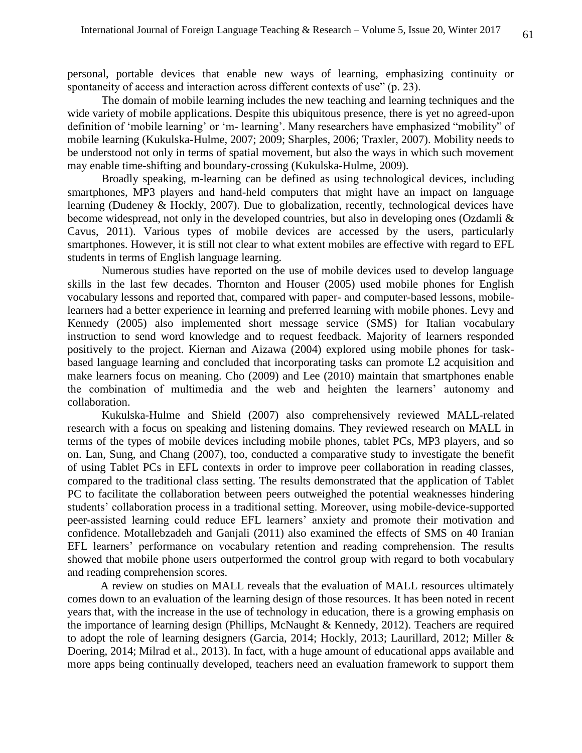personal, portable devices that enable new ways of learning, emphasizing continuity or spontaneity of access and interaction across different contexts of use" (p. 23).

The domain of mobile learning includes the new teaching and learning techniques and the wide variety of mobile applications. Despite this ubiquitous presence, there is yet no agreed-upon definition of 'mobile learning' or 'm- learning'. Many researchers have emphasized "mobility" of mobile learning (Kukulska-Hulme, 2007; 2009; Sharples, 2006; Traxler, 2007). Mobility needs to be understood not only in terms of spatial movement, but also the ways in which such movement may enable time-shifting and boundary-crossing (Kukulska-Hulme, 2009).

Broadly speaking, m-learning can be defined as using technological devices, including smartphones, MP3 players and hand-held computers that might have an impact on language learning (Dudeney & Hockly, 2007). Due to globalization, recently, technological devices have become widespread, not only in the developed countries, but also in developing ones (Ozdamli & Cavus, 2011). Various types of mobile devices are accessed by the users, particularly smartphones. However, it is still not clear to what extent mobiles are effective with regard to EFL students in terms of English language learning.

Numerous studies have reported on the use of mobile devices used to develop language skills in the last few decades. Thornton and Houser (2005) used mobile phones for English vocabulary lessons and reported that, compared with paper- and computer-based lessons, mobile-learners had a better experience in learning and preferred learning with mobile phones. Levy and Kennedy (2005) also implemented short message service (SMS) for Italian vocabulary instruction to send word knowledge and to request feedback. Majority of learners responded positively to the project. Kiernan and Aizawa (2004) explored using mobile phones for task-based language learning and concluded that incorporating tasks can promote L2 acquisition and make learners focus on meaning. Cho (2009) and Lee (2010) maintain that smartphones enable the combination of multimedia and the web and heighten the learners' autonomy and collaboration.

Kukulska-Hulme and Shield (2007) also comprehensively reviewed MALL-related research with a focus on speaking and listening domains. They reviewed research on MALL in terms of the types of mobile devices including mobile phones, tablet PCs, MP3 players, and so on. Lan, Sung, and Chang (2007), too, conducted a comparative study to investigate the benefit of using Tablet PCs in EFL contexts in order to improve peer collaboration in reading classes, compared to the traditional class setting. The results demonstrated that the application of Tablet PC to facilitate the collaboration between peers outweighed the potential weaknesses hindering students' collaboration process in a traditional setting. Moreover, using mobile-device-supported peer-assisted learning could reduce EFL learners' anxiety and promote their motivation and confidence. Motallebzadeh and Ganjali (2011) also examined the effects of SMS on 40 Iranian EFL learners' performance on vocabulary retention and reading comprehension. The results showed that mobile phone users outperformed the control group with regard to both vocabulary and reading comprehension scores.

A review on studies on MALL reveals that the evaluation of MALL resources ultimately comes down to an evaluation of the learning design of those resources. It has been noted in recent years that, with the increase in the use of technology in education, there is a growing emphasis on the importance of learning design (Phillips, McNaught & Kennedy, 2012). Teachers are required to adopt the role of learning designers (Garcia, 2014; Hockly, 2013; Laurillard, 2012; Miller & Doering, 2014; Milrad et al., 2013). In fact, with a huge amount of educational apps available and more apps being continually developed, teachers need an evaluation framework to support them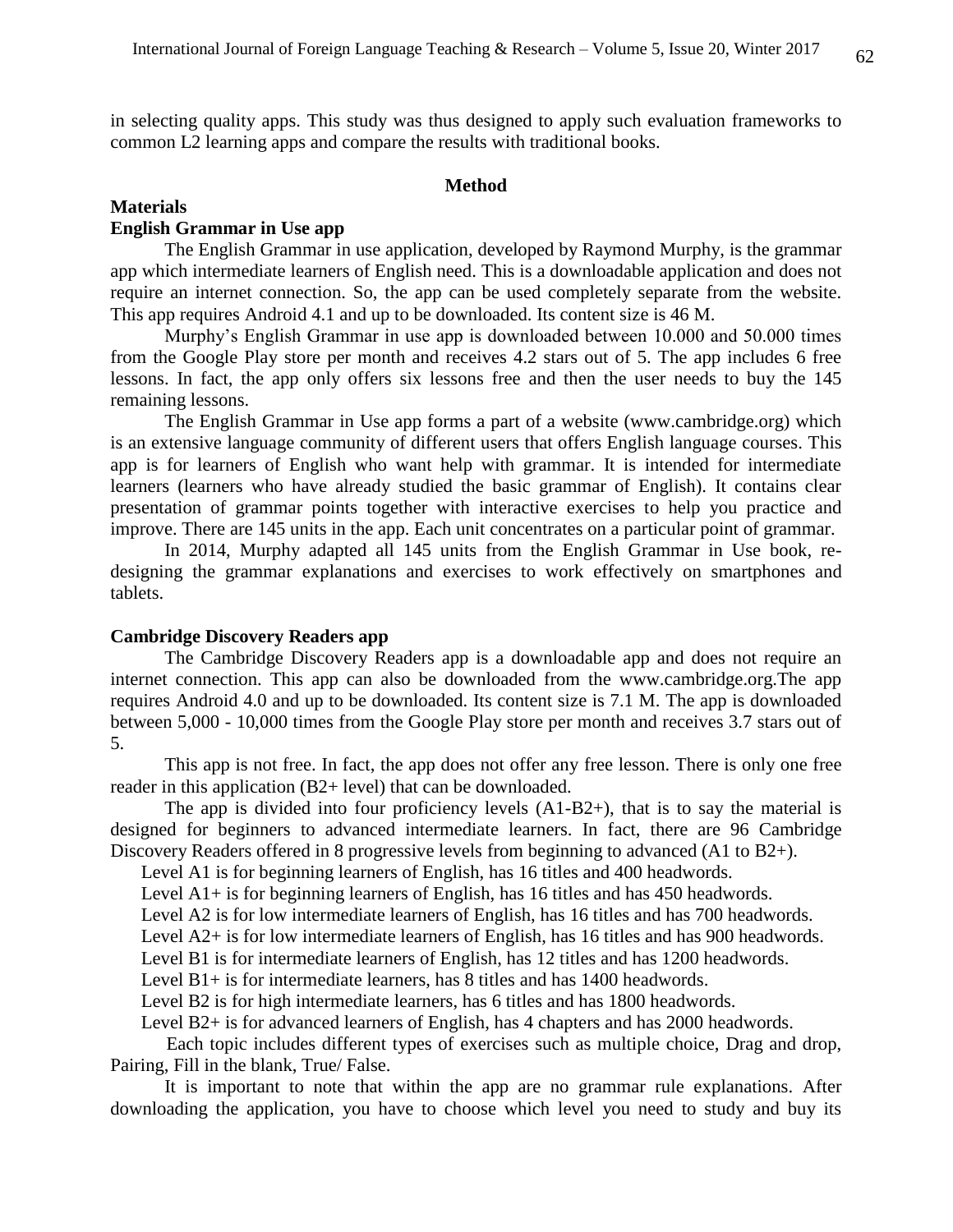in selecting quality apps. This study was thus designed to apply such evaluation frameworks to common L2 learning apps and compare the results with traditional books.

## Method

### Materials

#### English Grammar in Use app

The English Grammar in use application, developed by Raymond Murphy, is the grammar app which intermediate learners of English need. This is a downloadable application and does not require an internet connection. So, the app can be used completely separate from the website. This app requires Android 4.1 and up to be downloaded. Its content size is 46 M.

Murphy's English Grammar in use app is downloaded between 10.000 and 50.000 times from the Google Play store per month and receives 4.2 stars out of 5. The app includes 6 free lessons. In fact, the app only offers six lessons free and then the user needs to buy the 145 remaining lessons.

The English Grammar in Use app forms a part of a website (www.cambridge.org) which is an extensive language community of different users that offers English language courses. This app is for learners of English who want help with grammar. It is intended for intermediate learners (learners who have already studied the basic grammar of English). It contains clear presentation of grammar points together with interactive exercises to help you practice and improve. There are 145 units in the app. Each unit concentrates on a particular point of grammar.

In 2014, Murphy adapted all 145 units from the English Grammar in Use book, re-designing the grammar explanations and exercises to work effectively on smartphones and tablets.

#### Cambridge Discovery Readers app

The Cambridge Discovery Readers app is a downloadable app and does not require an internet connection. This app can also be downloaded from the www.cambridge.org.The app requires Android 4.0 and up to be downloaded. Its content size is 7.1 M. The app is downloaded between 5,000 - 10,000 times from the Google Play store per month and receives 3.7 stars out of 5.

This app is not free. In fact, the app does not offer any free lesson. There is only one free reader in this application (B2+ level) that can be downloaded.

The app is divided into four proficiency levels (A1-B2+), that is to say the material is designed for beginners to advanced intermediate learners. In fact, there are 96 Cambridge Discovery Readers offered in 8 progressive levels from beginning to advanced (A1 to B2+).

Level A1 is for beginning learners of English, has 16 titles and 400 headwords.

Level A1+ is for beginning learners of English, has 16 titles and has 450 headwords.

Level A2 is for low intermediate learners of English, has 16 titles and has 700 headwords.

Level A2+ is for low intermediate learners of English, has 16 titles and has 900 headwords.

Level B1 is for intermediate learners of English, has 12 titles and has 1200 headwords.

Level B1+ is for intermediate learners, has 8 titles and has 1400 headwords.

Level B2 is for high intermediate learners, has 6 titles and has 1800 headwords.

Level B2+ is for advanced learners of English, has 4 chapters and has 2000 headwords.

Each topic includes different types of exercises such as multiple choice, Drag and drop, Pairing, Fill in the blank, True/ False.

It is important to note that within the app are no grammar rule explanations. After downloading the application, you have to choose which level you need to study and buy its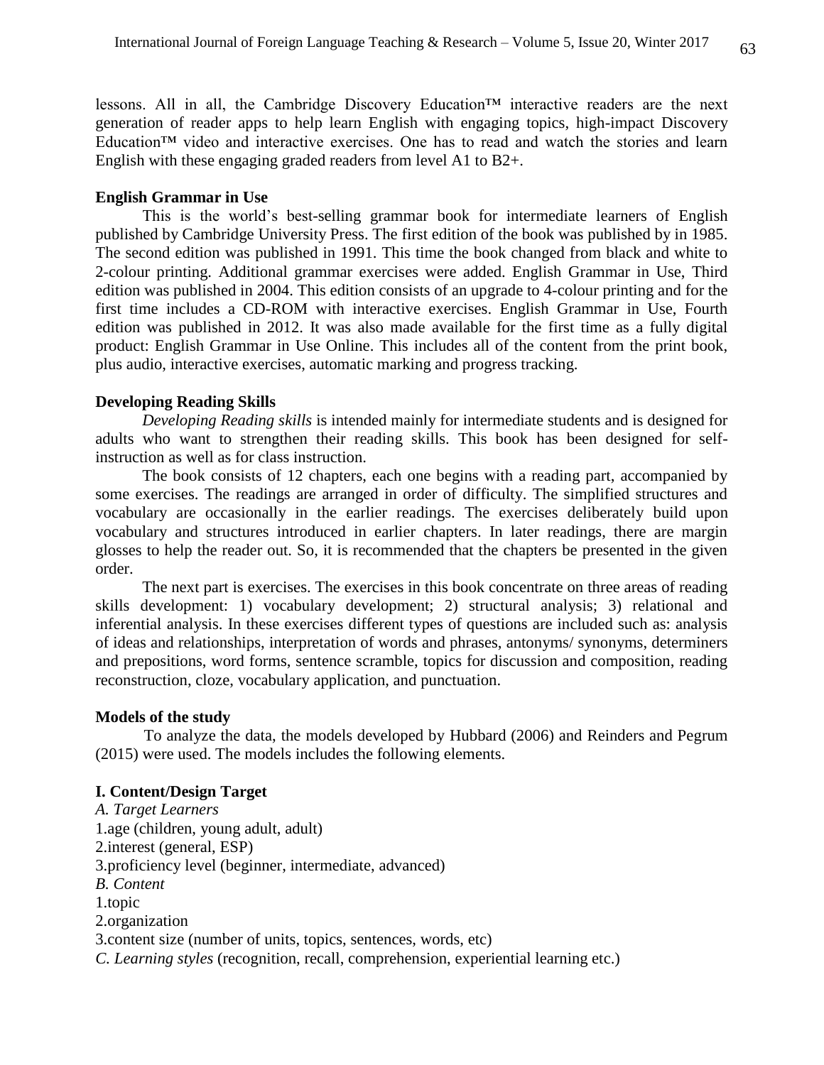lessons. All in all, the Cambridge Discovery Education™ interactive readers are the next generation of reader apps to help learn English with engaging topics, high-impact Discovery Education™ video and interactive exercises. One has to read and watch the stories and learn English with these engaging graded readers from level A1 to B2+.

**English Grammar in Use**

This is the world's best-selling grammar book for intermediate learners of English published by Cambridge University Press. The first edition of the book was published by in 1985. The second edition was published in 1991. This time the book changed from black and white to 2-colour printing. Additional grammar exercises were added. English Grammar in Use, Third edition was published in 2004. This edition consists of an upgrade to 4-colour printing and for the first time includes a CD-ROM with interactive exercises. English Grammar in Use, Fourth edition was published in 2012. It was also made available for the first time as a fully digital product: English Grammar in Use Online. This includes all of the content from the print book, plus audio, interactive exercises, automatic marking and progress tracking.

**Developing Reading Skills**

*Developing Reading skills* is intended mainly for intermediate students and is designed for adults who want to strengthen their reading skills. This book has been designed for self-instruction as well as for class instruction.

The book consists of 12 chapters, each one begins with a reading part, accompanied by some exercises. The readings are arranged in order of difficulty. The simplified structures and vocabulary are occasionally in the earlier readings. The exercises deliberately build upon vocabulary and structures introduced in earlier chapters. In later readings, there are margin glosses to help the reader out. So, it is recommended that the chapters be presented in the given order.

The next part is exercises. The exercises in this book concentrate on three areas of reading skills development: 1) vocabulary development; 2) structural analysis; 3) relational and inferential analysis. In these exercises different types of questions are included such as: analysis of ideas and relationships, interpretation of words and phrases, antonyms/ synonyms, determiners and prepositions, word forms, sentence scramble, topics for discussion and composition, reading reconstruction, cloze, vocabulary application, and punctuation.

**Models of the study**

To analyze the data, the models developed by Hubbard (2006) and Reinders and Pegrum (2015) were used. The models includes the following elements.

**I. Content/Design Target**

*A. Target Learners*

1.age (children, young adult, adult)
2.interest (general, ESP)
3.proficiency level (beginner, intermediate, advanced)

*B. Content*

1.topic
2.organization
3.content size (number of units, topics, sentences, words, etc)

*C. Learning styles* (recognition, recall, comprehension, experiential learning etc.)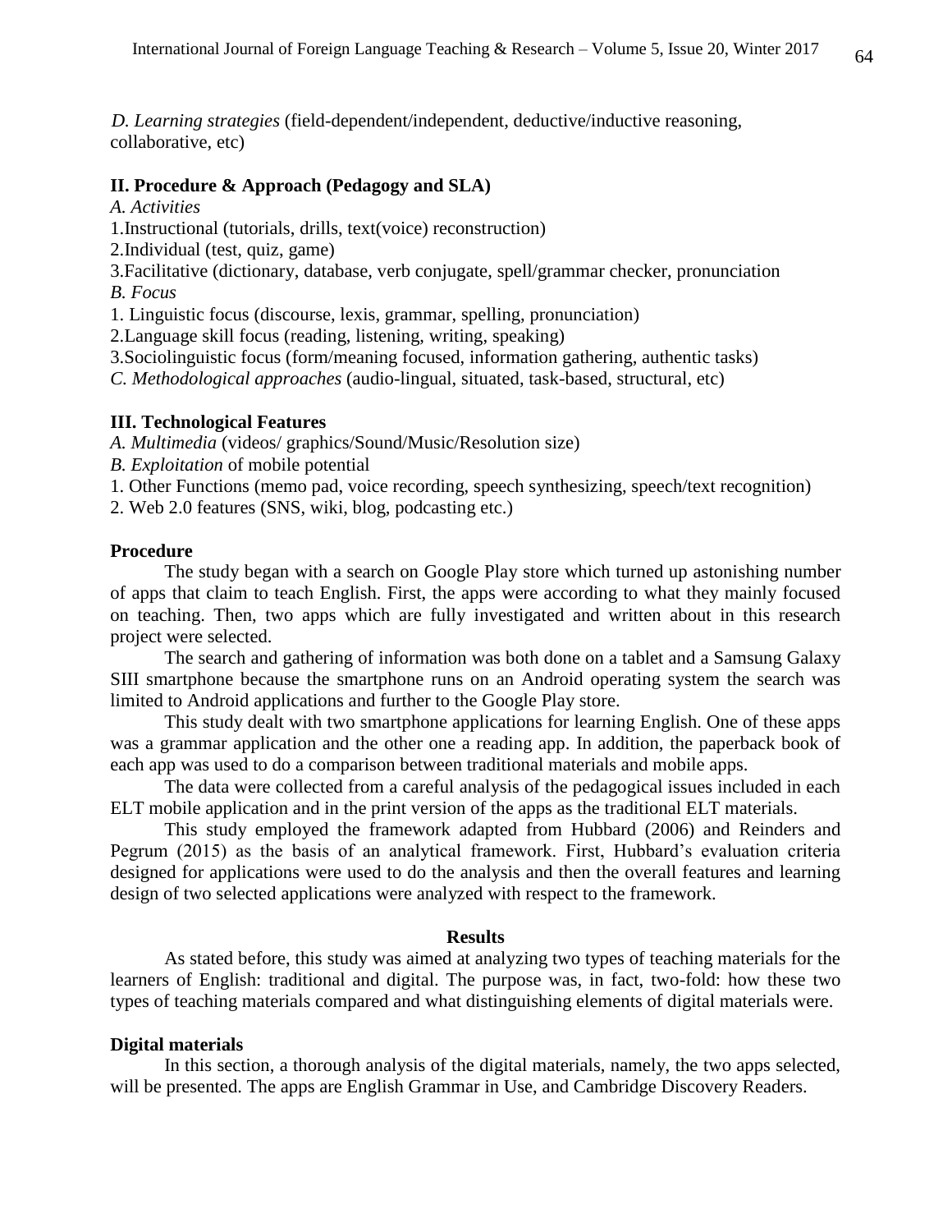*D. Learning strategies* (field-dependent/independent, deductive/inductive reasoning, collaborative, etc)

**II. Procedure & Approach (Pedagogy and SLA)**

*A. Activities*

1.Instructional (tutorials, drills, text(voice) reconstruction)

2.Individual (test, quiz, game)

3.Facilitative (dictionary, database, verb conjugate, spell/grammar checker, pronunciation

*B. Focus*

1. Linguistic focus (discourse, lexis, grammar, spelling, pronunciation)

2.Language skill focus (reading, listening, writing, speaking)

3.Sociolinguistic focus (form/meaning focused, information gathering, authentic tasks)

*C. Methodological approaches* (audio-lingual, situated, task-based, structural, etc)

**III. Technological Features**

*A. Multimedia* (videos/ graphics/Sound/Music/Resolution size)

*B. Exploitation* of mobile potential

1. Other Functions (memo pad, voice recording, speech synthesizing, speech/text recognition)

2. Web 2.0 features (SNS, wiki, blog, podcasting etc.)

### Procedure

The study began with a search on Google Play store which turned up astonishing number of apps that claim to teach English. First, the apps were according to what they mainly focused on teaching. Then, two apps which are fully investigated and written about in this research project were selected.

The search and gathering of information was both done on a tablet and a Samsung Galaxy SIII smartphone because the smartphone runs on an Android operating system the search was limited to Android applications and further to the Google Play store.

This study dealt with two smartphone applications for learning English. One of these apps was a grammar application and the other one a reading app. In addition, the paperback book of each app was used to do a comparison between traditional materials and mobile apps.

The data were collected from a careful analysis of the pedagogical issues included in each ELT mobile application and in the print version of the apps as the traditional ELT materials.

This study employed the framework adapted from Hubbard (2006) and Reinders and Pegrum (2015) as the basis of an analytical framework. First, Hubbard's evaluation criteria designed for applications were used to do the analysis and then the overall features and learning design of two selected applications were analyzed with respect to the framework.

## Results

As stated before, this study was aimed at analyzing two types of teaching materials for the learners of English: traditional and digital. The purpose was, in fact, two-fold: how these two types of teaching materials compared and what distinguishing elements of digital materials were.

### Digital materials

In this section, a thorough analysis of the digital materials, namely, the two apps selected, will be presented. The apps are English Grammar in Use, and Cambridge Discovery Readers.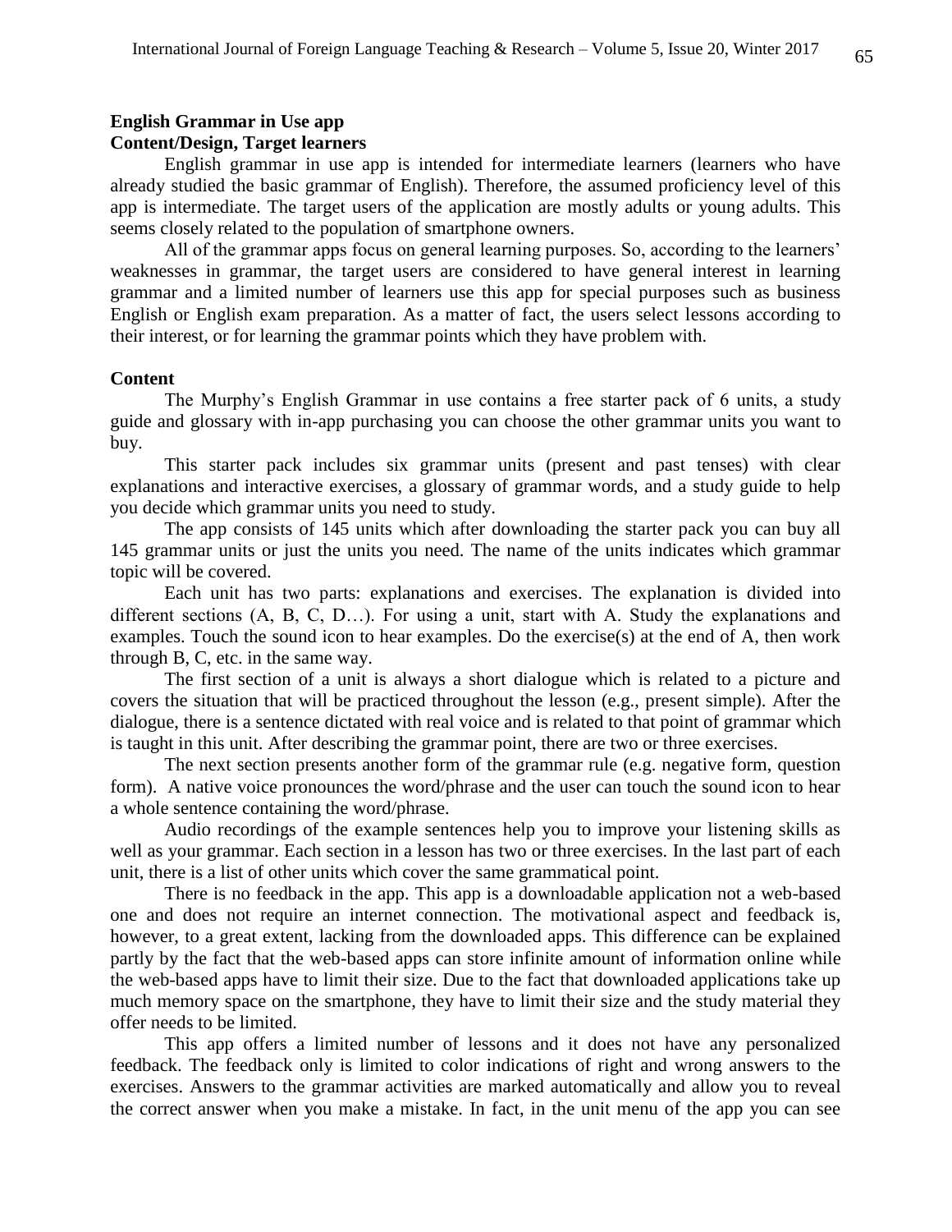## English Grammar in Use app

### Content/Design, Target learners

English grammar in use app is intended for intermediate learners (learners who have already studied the basic grammar of English). Therefore, the assumed proficiency level of this app is intermediate. The target users of the application are mostly adults or young adults. This seems closely related to the population of smartphone owners.

All of the grammar apps focus on general learning purposes. So, according to the learners' weaknesses in grammar, the target users are considered to have general interest in learning grammar and a limited number of learners use this app for special purposes such as business English or English exam preparation. As a matter of fact, the users select lessons according to their interest, or for learning the grammar points which they have problem with.

### Content

The Murphy's English Grammar in use contains a free starter pack of 6 units, a study guide and glossary with in-app purchasing you can choose the other grammar units you want to buy.

This starter pack includes six grammar units (present and past tenses) with clear explanations and interactive exercises, a glossary of grammar words, and a study guide to help you decide which grammar units you need to study.

The app consists of 145 units which after downloading the starter pack you can buy all 145 grammar units or just the units you need. The name of the units indicates which grammar topic will be covered.

Each unit has two parts: explanations and exercises. The explanation is divided into different sections (A, B, C, D…). For using a unit, start with A. Study the explanations and examples. Touch the sound icon to hear examples. Do the exercise(s) at the end of A, then work through B, C, etc. in the same way.

The first section of a unit is always a short dialogue which is related to a picture and covers the situation that will be practiced throughout the lesson (e.g., present simple). After the dialogue, there is a sentence dictated with real voice and is related to that point of grammar which is taught in this unit. After describing the grammar point, there are two or three exercises.

The next section presents another form of the grammar rule (e.g. negative form, question form). A native voice pronounces the word/phrase and the user can touch the sound icon to hear a whole sentence containing the word/phrase.

Audio recordings of the example sentences help you to improve your listening skills as well as your grammar. Each section in a lesson has two or three exercises. In the last part of each unit, there is a list of other units which cover the same grammatical point.

There is no feedback in the app. This app is a downloadable application not a web-based one and does not require an internet connection. The motivational aspect and feedback is, however, to a great extent, lacking from the downloaded apps. This difference can be explained partly by the fact that the web-based apps can store infinite amount of information online while the web-based apps have to limit their size. Due to the fact that downloaded applications take up much memory space on the smartphone, they have to limit their size and the study material they offer needs to be limited.

This app offers a limited number of lessons and it does not have any personalized feedback. The feedback only is limited to color indications of right and wrong answers to the exercises. Answers to the grammar activities are marked automatically and allow you to reveal the correct answer when you make a mistake. In fact, in the unit menu of the app you can see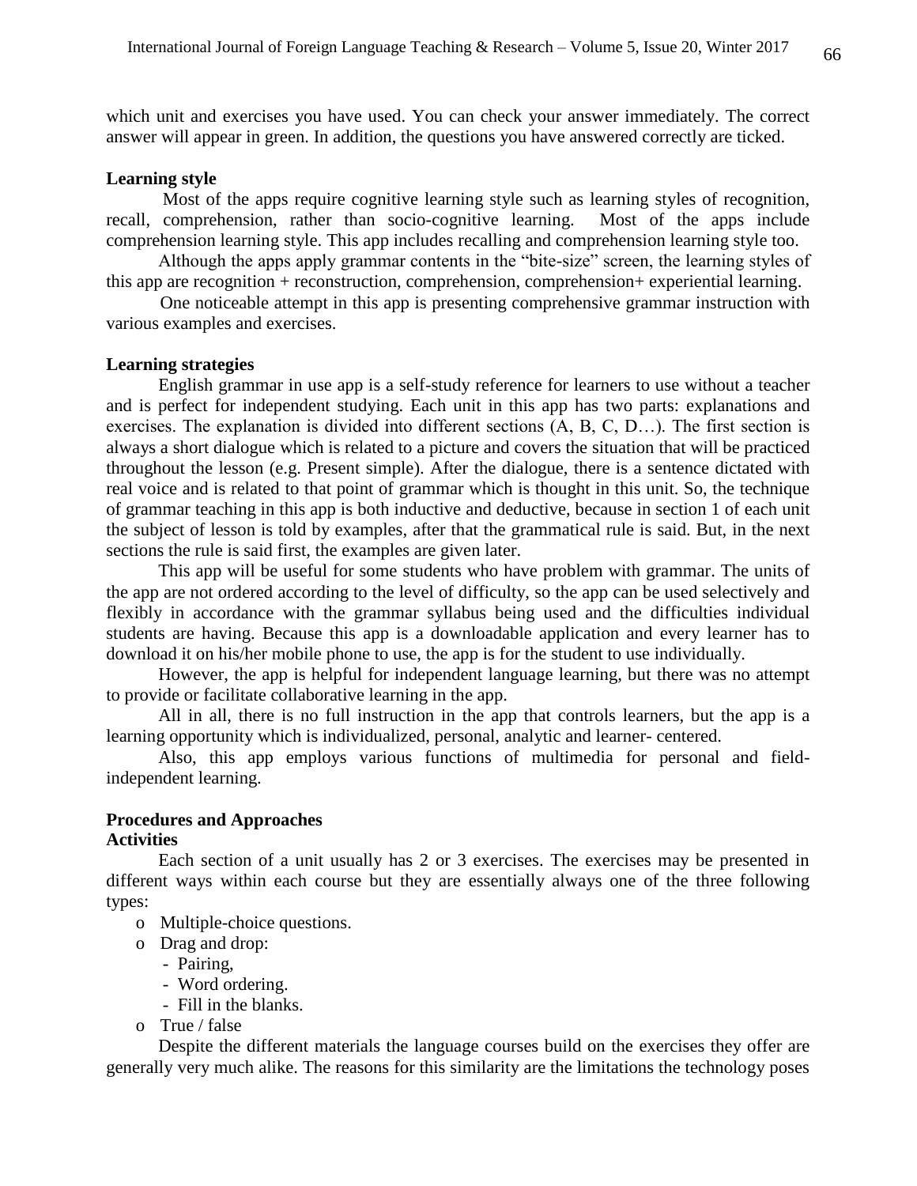which unit and exercises you have used. You can check your answer immediately. The correct answer will appear in green. In addition, the questions you have answered correctly are ticked.

**Learning style**

Most of the apps require cognitive learning style such as learning styles of recognition, recall, comprehension, rather than socio-cognitive learning. Most of the apps include comprehension learning style. This app includes recalling and comprehension learning style too.

Although the apps apply grammar contents in the "bite-size" screen, the learning styles of this app are recognition + reconstruction, comprehension, comprehension+ experiential learning.

One noticeable attempt in this app is presenting comprehensive grammar instruction with various examples and exercises.

**Learning strategies**

English grammar in use app is a self-study reference for learners to use without a teacher and is perfect for independent studying. Each unit in this app has two parts: explanations and exercises. The explanation is divided into different sections (A, B, C, D…). The first section is always a short dialogue which is related to a picture and covers the situation that will be practiced throughout the lesson (e.g. Present simple). After the dialogue, there is a sentence dictated with real voice and is related to that point of grammar which is thought in this unit. So, the technique of grammar teaching in this app is both inductive and deductive, because in section 1 of each unit the subject of lesson is told by examples, after that the grammatical rule is said. But, in the next sections the rule is said first, the examples are given later.

This app will be useful for some students who have problem with grammar. The units of the app are not ordered according to the level of difficulty, so the app can be used selectively and flexibly in accordance with the grammar syllabus being used and the difficulties individual students are having. Because this app is a downloadable application and every learner has to download it on his/her mobile phone to use, the app is for the student to use individually.

However, the app is helpful for independent language learning, but there was no attempt to provide or facilitate collaborative learning in the app.

All in all, there is no full instruction in the app that controls learners, but the app is a learning opportunity which is individualized, personal, analytic and learner- centered.

Also, this app employs various functions of multimedia for personal and field-independent learning.

**Procedures and Approaches**

**Activities**

Each section of a unit usually has 2 or 3 exercises. The exercises may be presented in different ways within each course but they are essentially always one of the three following types:

- Multiple-choice questions.
- Drag and drop:
  - Pairing,
  - Word ordering.
  - Fill in the blanks.
- True / false

Despite the different materials the language courses build on the exercises they offer are generally very much alike. The reasons for this similarity are the limitations the technology poses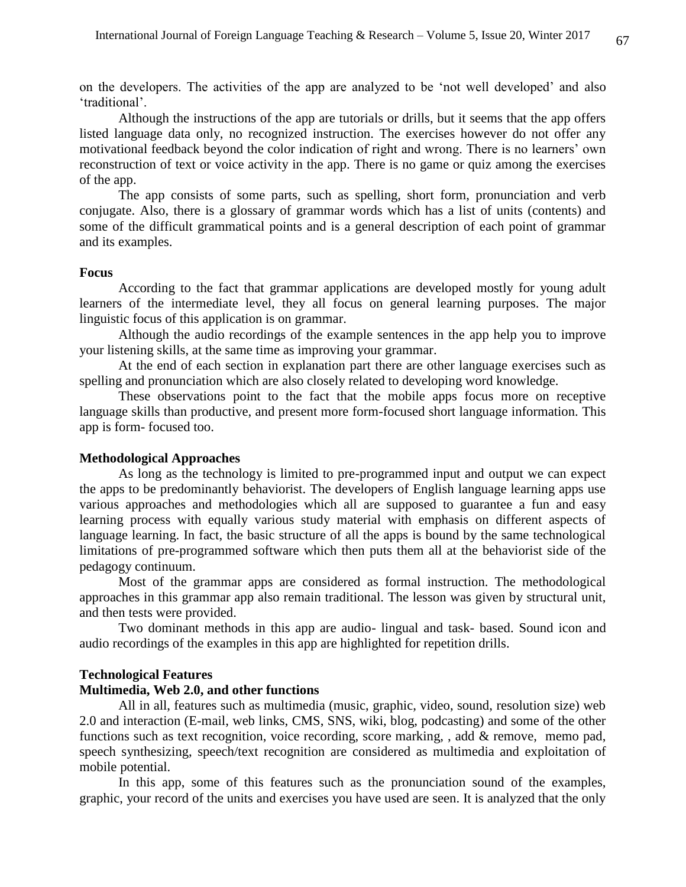on the developers. The activities of the app are analyzed to be 'not well developed' and also 'traditional'.

Although the instructions of the app are tutorials or drills, but it seems that the app offers listed language data only, no recognized instruction. The exercises however do not offer any motivational feedback beyond the color indication of right and wrong. There is no learners' own reconstruction of text or voice activity in the app. There is no game or quiz among the exercises of the app.

The app consists of some parts, such as spelling, short form, pronunciation and verb conjugate. Also, there is a glossary of grammar words which has a list of units (contents) and some of the difficult grammatical points and is a general description of each point of grammar and its examples.

**Focus**

According to the fact that grammar applications are developed mostly for young adult learners of the intermediate level, they all focus on general learning purposes. The major linguistic focus of this application is on grammar.

Although the audio recordings of the example sentences in the app help you to improve your listening skills, at the same time as improving your grammar.

At the end of each section in explanation part there are other language exercises such as spelling and pronunciation which are also closely related to developing word knowledge.

These observations point to the fact that the mobile apps focus more on receptive language skills than productive, and present more form-focused short language information. This app is form- focused too.

**Methodological Approaches**

As long as the technology is limited to pre-programmed input and output we can expect the apps to be predominantly behaviorist. The developers of English language learning apps use various approaches and methodologies which all are supposed to guarantee a fun and easy learning process with equally various study material with emphasis on different aspects of language learning. In fact, the basic structure of all the apps is bound by the same technological limitations of pre-programmed software which then puts them all at the behaviorist side of the pedagogy continuum.

Most of the grammar apps are considered as formal instruction. The methodological approaches in this grammar app also remain traditional. The lesson was given by structural unit, and then tests were provided.

Two dominant methods in this app are audio- lingual and task- based. Sound icon and audio recordings of the examples in this app are highlighted for repetition drills.

**Technological Features**

**Multimedia, Web 2.0, and other functions**

All in all, features such as multimedia (music, graphic, video, sound, resolution size) web 2.0 and interaction (E-mail, web links, CMS, SNS, wiki, blog, podcasting) and some of the other functions such as text recognition, voice recording, score marking, , add & remove, memo pad, speech synthesizing, speech/text recognition are considered as multimedia and exploitation of mobile potential.

In this app, some of this features such as the pronunciation sound of the examples, graphic, your record of the units and exercises you have used are seen. It is analyzed that the only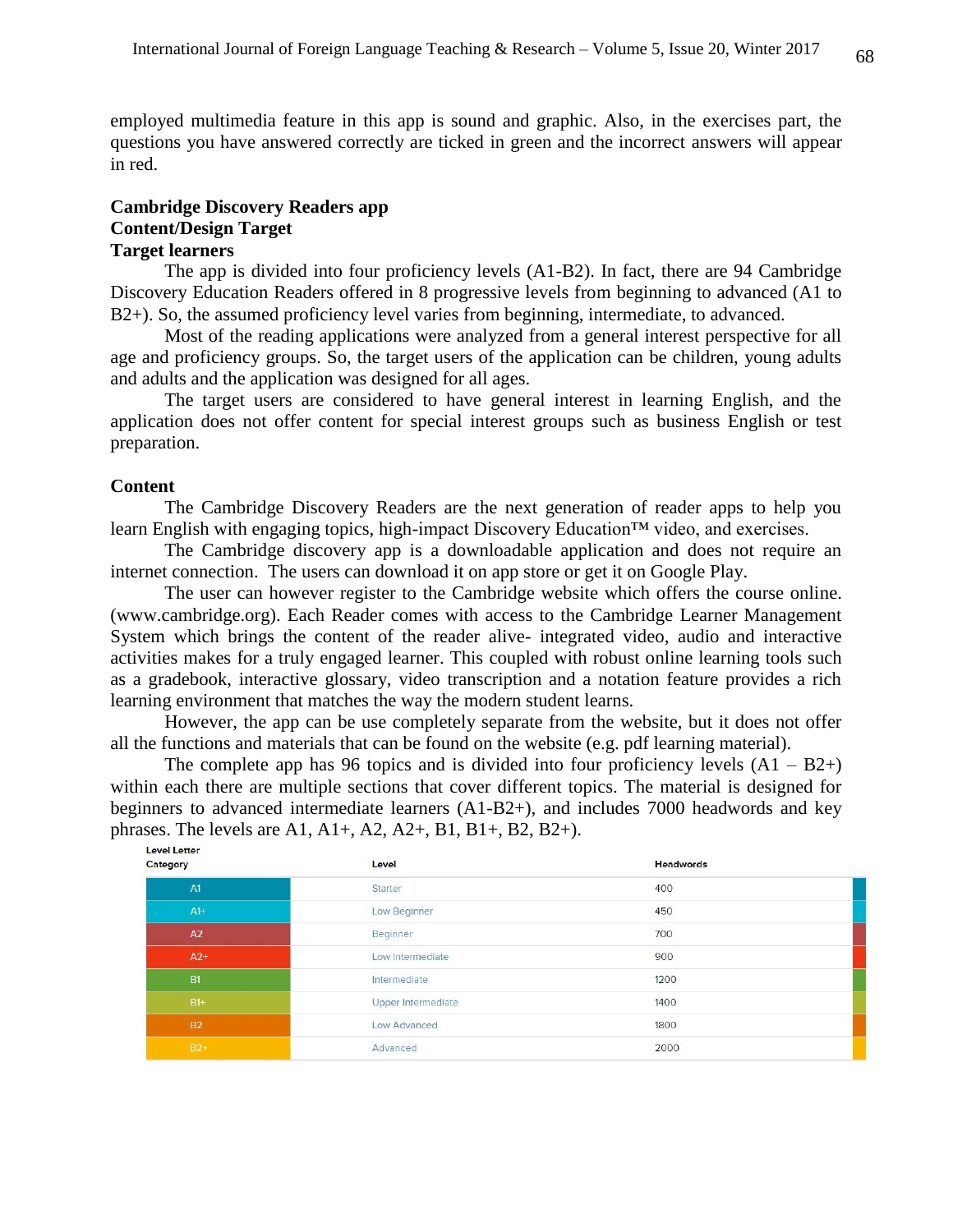employed multimedia feature in this app is sound and graphic. Also, in the exercises part, the questions you have answered correctly are ticked in green and the incorrect answers will appear in red.

**Cambridge Discovery Readers app**
**Content/Design Target**
**Target learners**

The app is divided into four proficiency levels (A1-B2). In fact, there are 94 Cambridge Discovery Education Readers offered in 8 progressive levels from beginning to advanced (A1 to B2+). So, the assumed proficiency level varies from beginning, intermediate, to advanced.

Most of the reading applications were analyzed from a general interest perspective for all age and proficiency groups. So, the target users of the application can be children, young adults and adults and the application was designed for all ages.

The target users are considered to have general interest in learning English, and the application does not offer content for special interest groups such as business English or test preparation.

**Content**

The Cambridge Discovery Readers are the next generation of reader apps to help you learn English with engaging topics, high-impact Discovery Education™ video, and exercises.

The Cambridge discovery app is a downloadable application and does not require an internet connection. The users can download it on app store or get it on Google Play.

The user can however register to the Cambridge website which offers the course online. (www.cambridge.org). Each Reader comes with access to the Cambridge Learner Management System which brings the content of the reader alive- integrated video, audio and interactive activities makes for a truly engaged learner. This coupled with robust online learning tools such as a gradebook, interactive glossary, video transcription and a notation feature provides a rich learning environment that matches the way the modern student learns.

However, the app can be use completely separate from the website, but it does not offer all the functions and materials that can be found on the website (e.g. pdf learning material).

The complete app has 96 topics and is divided into four proficiency levels (A1 – B2+) within each there are multiple sections that cover different topics. The material is designed for beginners to advanced intermediate learners (A1-B2+), and includes 7000 headwords and key phrases. The levels are A1, A1+, A2, A2+, B1, B1+, B2, B2+).

| Level Letter Category | Level | Headwords |
|---|---|---|
| A1 | Starter | 400 |
| A1+ | Low Beginner | 450 |
| A2 | Beginner | 700 |
| A2+ | Low Intermediate | 900 |
| B1 | Intermediate | 1200 |
| B1+ | Upper Intermediate | 1400 |
| B2 | Low Advanced | 1800 |
| B2+ | Advanced | 2000 |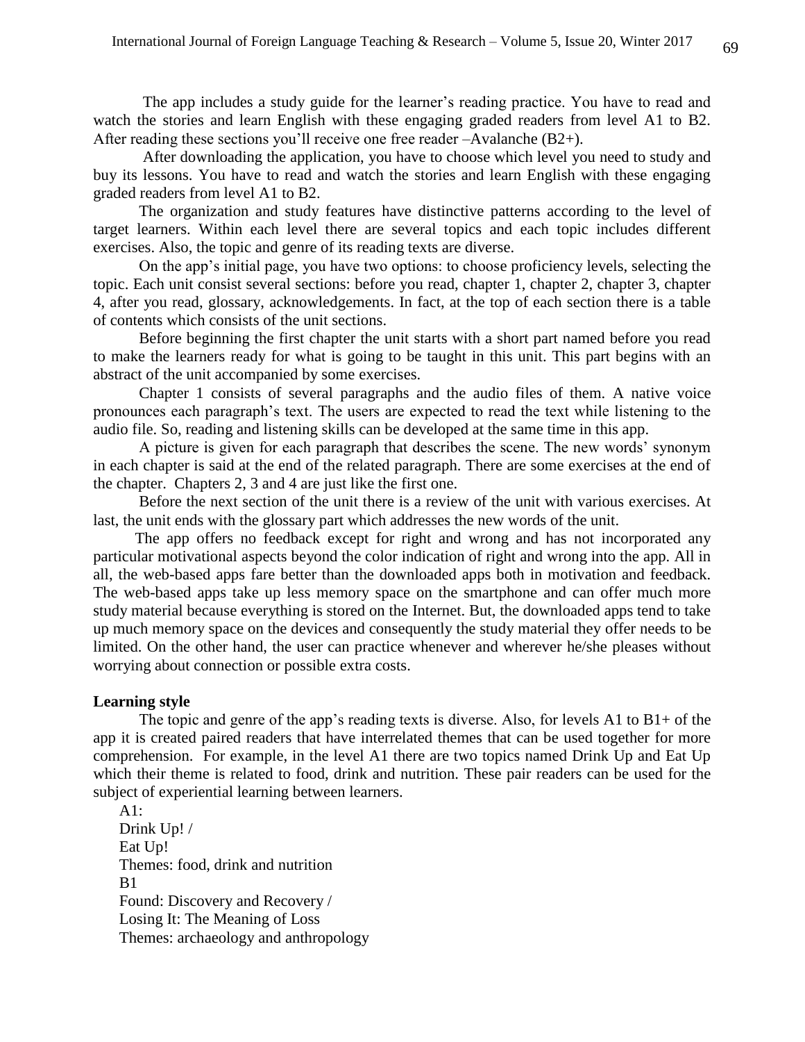The app includes a study guide for the learner's reading practice. You have to read and watch the stories and learn English with these engaging graded readers from level A1 to B2. After reading these sections you'll receive one free reader –Avalanche (B2+).

After downloading the application, you have to choose which level you need to study and buy its lessons. You have to read and watch the stories and learn English with these engaging graded readers from level A1 to B2.

The organization and study features have distinctive patterns according to the level of target learners. Within each level there are several topics and each topic includes different exercises. Also, the topic and genre of its reading texts are diverse.

On the app's initial page, you have two options: to choose proficiency levels, selecting the topic. Each unit consist several sections: before you read, chapter 1, chapter 2, chapter 3, chapter 4, after you read, glossary, acknowledgements. In fact, at the top of each section there is a table of contents which consists of the unit sections.

Before beginning the first chapter the unit starts with a short part named before you read to make the learners ready for what is going to be taught in this unit. This part begins with an abstract of the unit accompanied by some exercises.

Chapter 1 consists of several paragraphs and the audio files of them. A native voice pronounces each paragraph's text. The users are expected to read the text while listening to the audio file. So, reading and listening skills can be developed at the same time in this app.

A picture is given for each paragraph that describes the scene. The new words' synonym in each chapter is said at the end of the related paragraph. There are some exercises at the end of the chapter. Chapters 2, 3 and 4 are just like the first one.

Before the next section of the unit there is a review of the unit with various exercises. At last, the unit ends with the glossary part which addresses the new words of the unit.

The app offers no feedback except for right and wrong and has not incorporated any particular motivational aspects beyond the color indication of right and wrong into the app. All in all, the web-based apps fare better than the downloaded apps both in motivation and feedback. The web-based apps take up less memory space on the smartphone and can offer much more study material because everything is stored on the Internet. But, the downloaded apps tend to take up much memory space on the devices and consequently the study material they offer needs to be limited. On the other hand, the user can practice whenever and wherever he/she pleases without worrying about connection or possible extra costs.

**Learning style**

The topic and genre of the app's reading texts is diverse. Also, for levels A1 to B1+ of the app it is created paired readers that have interrelated themes that can be used together for more comprehension. For example, in the level A1 there are two topics named Drink Up and Eat Up which their theme is related to food, drink and nutrition. These pair readers can be used for the subject of experiential learning between learners.

A1:
Drink Up! /
Eat Up!
Themes: food, drink and nutrition
B1
Found: Discovery and Recovery /
Losing It: The Meaning of Loss
Themes: archaeology and anthropology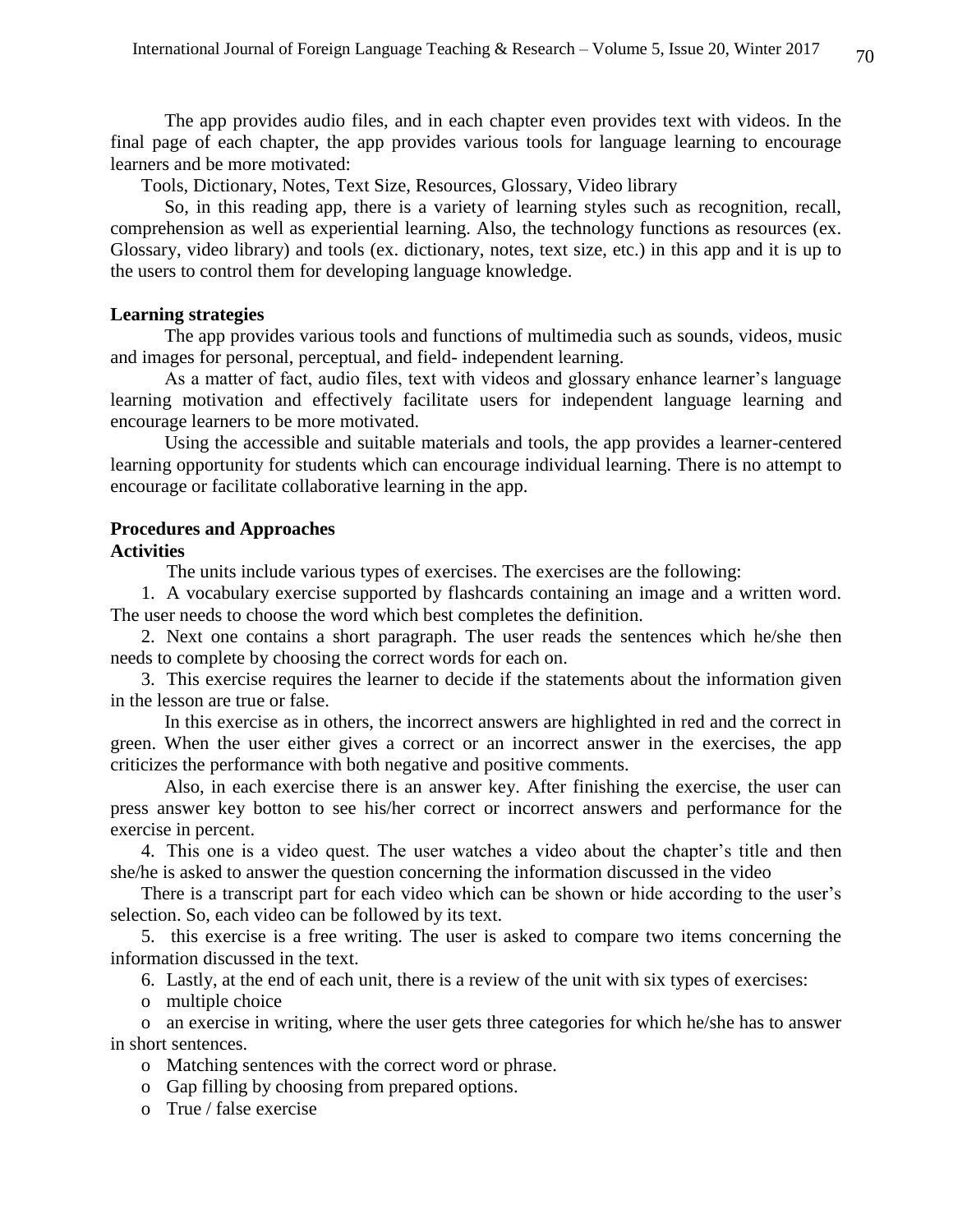The app provides audio files, and in each chapter even provides text with videos. In the final page of each chapter, the app provides various tools for language learning to encourage learners and be more motivated:

Tools, Dictionary, Notes, Text Size, Resources, Glossary, Video library

So, in this reading app, there is a variety of learning styles such as recognition, recall, comprehension as well as experiential learning. Also, the technology functions as resources (ex. Glossary, video library) and tools (ex. dictionary, notes, text size, etc.) in this app and it is up to the users to control them for developing language knowledge.

**Learning strategies**

The app provides various tools and functions of multimedia such as sounds, videos, music and images for personal, perceptual, and field- independent learning.

As a matter of fact, audio files, text with videos and glossary enhance learner's language learning motivation and effectively facilitate users for independent language learning and encourage learners to be more motivated.

Using the accessible and suitable materials and tools, the app provides a learner-centered learning opportunity for students which can encourage individual learning. There is no attempt to encourage or facilitate collaborative learning in the app.

**Procedures and Approaches**

**Activities**

The units include various types of exercises. The exercises are the following:

1. A vocabulary exercise supported by flashcards containing an image and a written word. The user needs to choose the word which best completes the definition.

2. Next one contains a short paragraph. The user reads the sentences which he/she then needs to complete by choosing the correct words for each on.

3. This exercise requires the learner to decide if the statements about the information given in the lesson are true or false.

In this exercise as in others, the incorrect answers are highlighted in red and the correct in green. When the user either gives a correct or an incorrect answer in the exercises, the app criticizes the performance with both negative and positive comments.

Also, in each exercise there is an answer key. After finishing the exercise, the user can press answer key botton to see his/her correct or incorrect answers and performance for the exercise in percent.

4. This one is a video quest. The user watches a video about the chapter's title and then she/he is asked to answer the question concerning the information discussed in the video

There is a transcript part for each video which can be shown or hide according to the user's selection. So, each video can be followed by its text.

5. this exercise is a free writing. The user is asked to compare two items concerning the information discussed in the text.

6. Lastly, at the end of each unit, there is a review of the unit with six types of exercises:

- multiple choice
- an exercise in writing, where the user gets three categories for which he/she has to answer in short sentences.
- Matching sentences with the correct word or phrase.
- Gap filling by choosing from prepared options.
- True / false exercise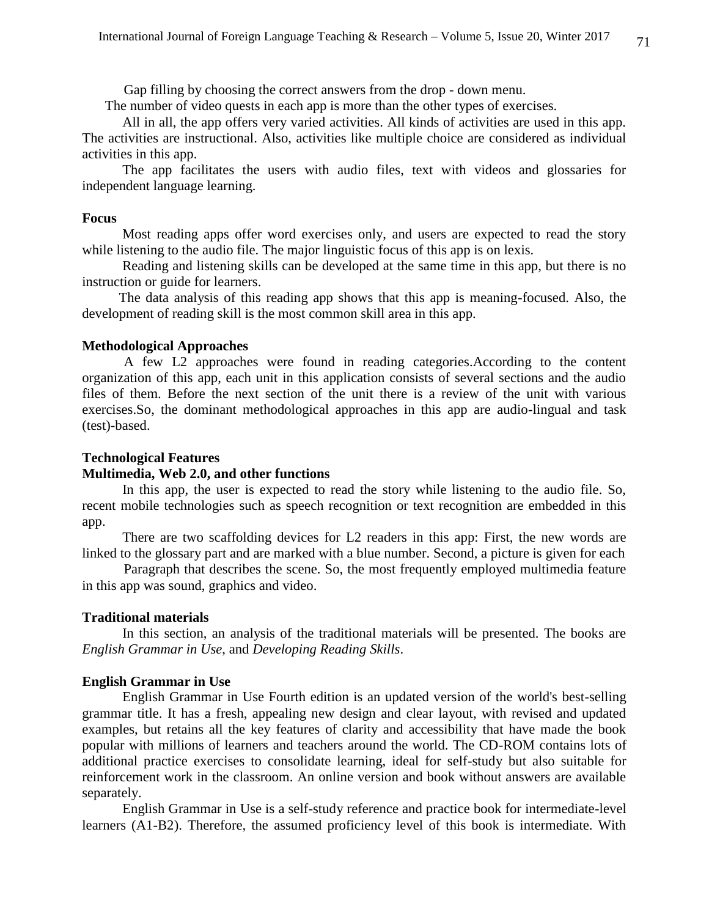Gap filling by choosing the correct answers from the drop - down menu.

The number of video quests in each app is more than the other types of exercises.

All in all, the app offers very varied activities. All kinds of activities are used in this app. The activities are instructional. Also, activities like multiple choice are considered as individual activities in this app.

The app facilitates the users with audio files, text with videos and glossaries for independent language learning.

**Focus**

Most reading apps offer word exercises only, and users are expected to read the story while listening to the audio file. The major linguistic focus of this app is on lexis.

Reading and listening skills can be developed at the same time in this app, but there is no instruction or guide for learners.

The data analysis of this reading app shows that this app is meaning-focused. Also, the development of reading skill is the most common skill area in this app.

**Methodological Approaches**

A few L2 approaches were found in reading categories.According to the content organization of this app, each unit in this application consists of several sections and the audio files of them. Before the next section of the unit there is a review of the unit with various exercises.So, the dominant methodological approaches in this app are audio-lingual and task (test)-based.

**Technological Features**

**Multimedia, Web 2.0, and other functions**

In this app, the user is expected to read the story while listening to the audio file. So, recent mobile technologies such as speech recognition or text recognition are embedded in this app.

There are two scaffolding devices for L2 readers in this app: First, the new words are linked to the glossary part and are marked with a blue number. Second, a picture is given for each

Paragraph that describes the scene. So, the most frequently employed multimedia feature in this app was sound, graphics and video.

**Traditional materials**

In this section, an analysis of the traditional materials will be presented. The books are *English Grammar in Use*, and *Developing Reading Skills*.

**English Grammar in Use**

English Grammar in Use Fourth edition is an updated version of the world's best-selling grammar title. It has a fresh, appealing new design and clear layout, with revised and updated examples, but retains all the key features of clarity and accessibility that have made the book popular with millions of learners and teachers around the world. The CD-ROM contains lots of additional practice exercises to consolidate learning, ideal for self-study but also suitable for reinforcement work in the classroom. An online version and book without answers are available separately.

English Grammar in Use is a self-study reference and practice book for intermediate-level learners (A1-B2). Therefore, the assumed proficiency level of this book is intermediate. With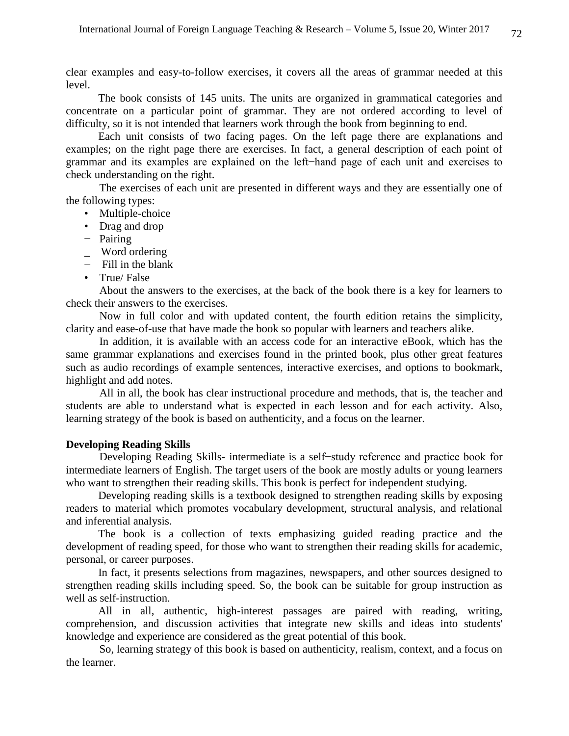clear examples and easy-to-follow exercises, it covers all the areas of grammar needed at this level.

The book consists of 145 units. The units are organized in grammatical categories and concentrate on a particular point of grammar. They are not ordered according to level of difficulty, so it is not intended that learners work through the book from beginning to end.

Each unit consists of two facing pages. On the left page there are explanations and examples; on the right page there are exercises. In fact, a general description of each point of grammar and its examples are explained on the left−hand page of each unit and exercises to check understanding on the right.

The exercises of each unit are presented in different ways and they are essentially one of the following types:

- Multiple-choice
- Drag and drop
- Pairing
- Word ordering
- Fill in the blank
- True/ False

About the answers to the exercises, at the back of the book there is a key for learners to check their answers to the exercises.

Now in full color and with updated content, the fourth edition retains the simplicity, clarity and ease-of-use that have made the book so popular with learners and teachers alike.

In addition, it is available with an access code for an interactive eBook, which has the same grammar explanations and exercises found in the printed book, plus other great features such as audio recordings of example sentences, interactive exercises, and options to bookmark, highlight and add notes.

All in all, the book has clear instructional procedure and methods, that is, the teacher and students are able to understand what is expected in each lesson and for each activity. Also, learning strategy of the book is based on authenticity, and a focus on the learner.

**Developing Reading Skills**

Developing Reading Skills- intermediate is a self−study reference and practice book for intermediate learners of English. The target users of the book are mostly adults or young learners who want to strengthen their reading skills. This book is perfect for independent studying.

Developing reading skills is a textbook designed to strengthen reading skills by exposing readers to material which promotes vocabulary development, structural analysis, and relational and inferential analysis.

The book is a collection of texts emphasizing guided reading practice and the development of reading speed, for those who want to strengthen their reading skills for academic, personal, or career purposes.

In fact, it presents selections from magazines, newspapers, and other sources designed to strengthen reading skills including speed. So, the book can be suitable for group instruction as well as self-instruction.

All in all, authentic, high-interest passages are paired with reading, writing, comprehension, and discussion activities that integrate new skills and ideas into students' knowledge and experience are considered as the great potential of this book.

So, learning strategy of this book is based on authenticity, realism, context, and a focus on the learner.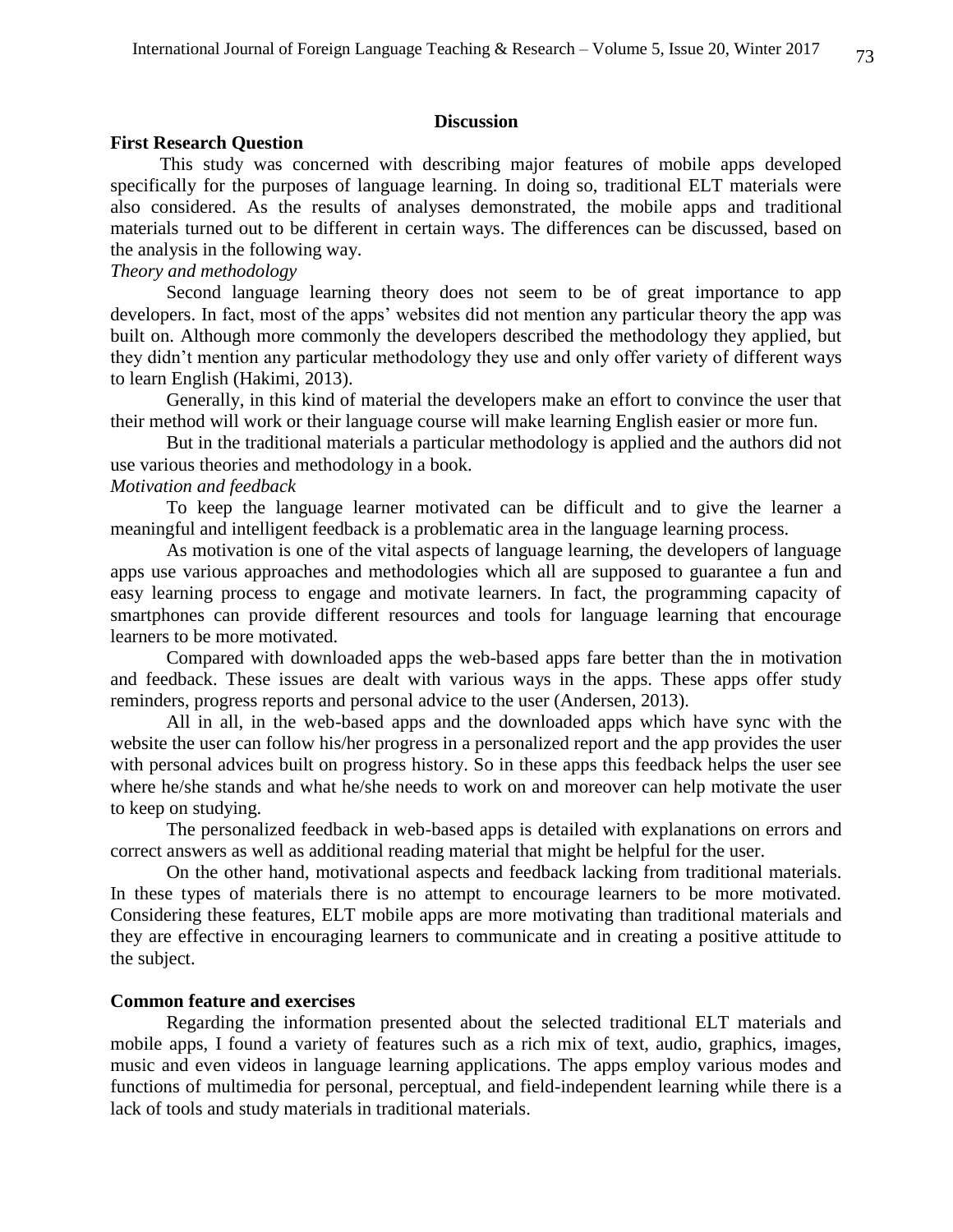## Discussion

### First Research Question

This study was concerned with describing major features of mobile apps developed specifically for the purposes of language learning. In doing so, traditional ELT materials were also considered. As the results of analyses demonstrated, the mobile apps and traditional materials turned out to be different in certain ways. The differences can be discussed, based on the analysis in the following way.

*Theory and methodology*

Second language learning theory does not seem to be of great importance to app developers. In fact, most of the apps' websites did not mention any particular theory the app was built on. Although more commonly the developers described the methodology they applied, but they didn't mention any particular methodology they use and only offer variety of different ways to learn English (Hakimi, 2013).

Generally, in this kind of material the developers make an effort to convince the user that their method will work or their language course will make learning English easier or more fun.

But in the traditional materials a particular methodology is applied and the authors did not use various theories and methodology in a book.

*Motivation and feedback*

To keep the language learner motivated can be difficult and to give the learner a meaningful and intelligent feedback is a problematic area in the language learning process.

As motivation is one of the vital aspects of language learning, the developers of language apps use various approaches and methodologies which all are supposed to guarantee a fun and easy learning process to engage and motivate learners. In fact, the programming capacity of smartphones can provide different resources and tools for language learning that encourage learners to be more motivated.

Compared with downloaded apps the web-based apps fare better than the in motivation and feedback. These issues are dealt with various ways in the apps. These apps offer study reminders, progress reports and personal advice to the user (Andersen, 2013).

All in all, in the web-based apps and the downloaded apps which have sync with the website the user can follow his/her progress in a personalized report and the app provides the user with personal advices built on progress history. So in these apps this feedback helps the user see where he/she stands and what he/she needs to work on and moreover can help motivate the user to keep on studying.

The personalized feedback in web-based apps is detailed with explanations on errors and correct answers as well as additional reading material that might be helpful for the user.

On the other hand, motivational aspects and feedback lacking from traditional materials. In these types of materials there is no attempt to encourage learners to be more motivated. Considering these features, ELT mobile apps are more motivating than traditional materials and they are effective in encouraging learners to communicate and in creating a positive attitude to the subject.

### Common feature and exercises

Regarding the information presented about the selected traditional ELT materials and mobile apps, I found a variety of features such as a rich mix of text, audio, graphics, images, music and even videos in language learning applications. The apps employ various modes and functions of multimedia for personal, perceptual, and field-independent learning while there is a lack of tools and study materials in traditional materials.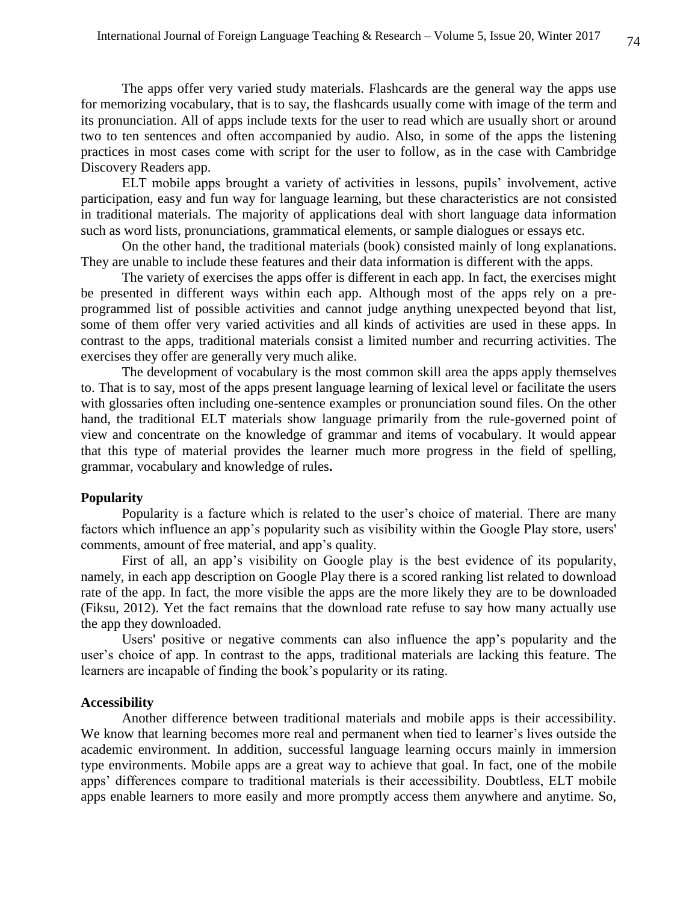The apps offer very varied study materials. Flashcards are the general way the apps use for memorizing vocabulary, that is to say, the flashcards usually come with image of the term and its pronunciation. All of apps include texts for the user to read which are usually short or around two to ten sentences and often accompanied by audio. Also, in some of the apps the listening practices in most cases come with script for the user to follow, as in the case with Cambridge Discovery Readers app.

ELT mobile apps brought a variety of activities in lessons, pupils' involvement, active participation, easy and fun way for language learning, but these characteristics are not consisted in traditional materials. The majority of applications deal with short language data information such as word lists, pronunciations, grammatical elements, or sample dialogues or essays etc.

On the other hand, the traditional materials (book) consisted mainly of long explanations. They are unable to include these features and their data information is different with the apps.

The variety of exercises the apps offer is different in each app. In fact, the exercises might be presented in different ways within each app. Although most of the apps rely on a pre-programmed list of possible activities and cannot judge anything unexpected beyond that list, some of them offer very varied activities and all kinds of activities are used in these apps. In contrast to the apps, traditional materials consist a limited number and recurring activities. The exercises they offer are generally very much alike.

The development of vocabulary is the most common skill area the apps apply themselves to. That is to say, most of the apps present language learning of lexical level or facilitate the users with glossaries often including one-sentence examples or pronunciation sound files. On the other hand, the traditional ELT materials show language primarily from the rule-governed point of view and concentrate on the knowledge of grammar and items of vocabulary. It would appear that this type of material provides the learner much more progress in the field of spelling, grammar, vocabulary and knowledge of rules.

**Popularity**

Popularity is a facture which is related to the user's choice of material. There are many factors which influence an app's popularity such as visibility within the Google Play store, users' comments, amount of free material, and app's quality.

First of all, an app's visibility on Google play is the best evidence of its popularity, namely, in each app description on Google Play there is a scored ranking list related to download rate of the app. In fact, the more visible the apps are the more likely they are to be downloaded (Fiksu, 2012). Yet the fact remains that the download rate refuse to say how many actually use the app they downloaded.

Users' positive or negative comments can also influence the app's popularity and the user's choice of app. In contrast to the apps, traditional materials are lacking this feature. The learners are incapable of finding the book's popularity or its rating.

**Accessibility**

Another difference between traditional materials and mobile apps is their accessibility. We know that learning becomes more real and permanent when tied to learner's lives outside the academic environment. In addition, successful language learning occurs mainly in immersion type environments. Mobile apps are a great way to achieve that goal. In fact, one of the mobile apps' differences compare to traditional materials is their accessibility. Doubtless, ELT mobile apps enable learners to more easily and more promptly access them anywhere and anytime. So,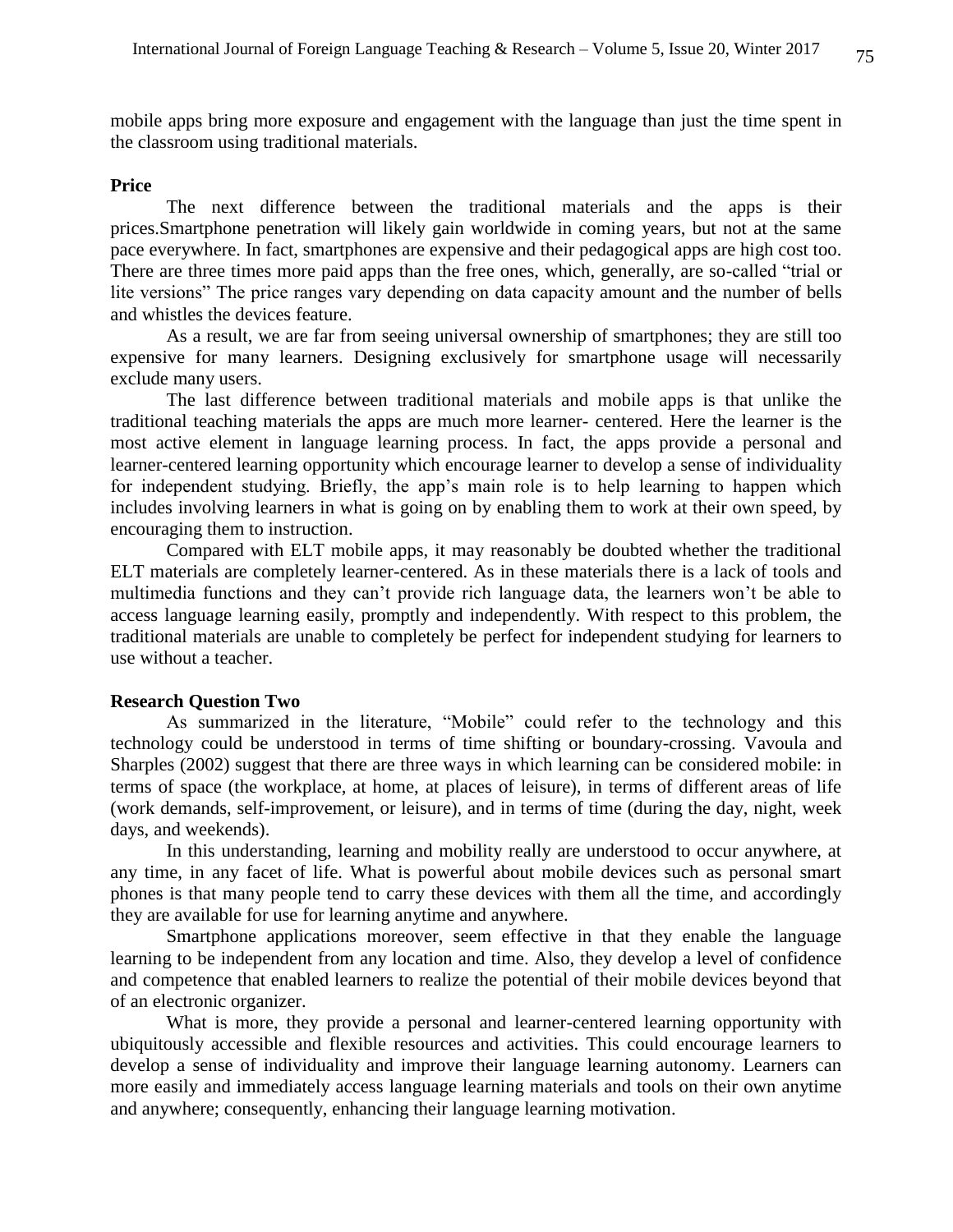mobile apps bring more exposure and engagement with the language than just the time spent in the classroom using traditional materials.

**Price**

The next difference between the traditional materials and the apps is their prices.Smartphone penetration will likely gain worldwide in coming years, but not at the same pace everywhere. In fact, smartphones are expensive and their pedagogical apps are high cost too. There are three times more paid apps than the free ones, which, generally, are so-called "trial or lite versions" The price ranges vary depending on data capacity amount and the number of bells and whistles the devices feature.

As a result, we are far from seeing universal ownership of smartphones; they are still too expensive for many learners. Designing exclusively for smartphone usage will necessarily exclude many users.

The last difference between traditional materials and mobile apps is that unlike the traditional teaching materials the apps are much more learner- centered. Here the learner is the most active element in language learning process. In fact, the apps provide a personal and learner-centered learning opportunity which encourage learner to develop a sense of individuality for independent studying. Briefly, the app's main role is to help learning to happen which includes involving learners in what is going on by enabling them to work at their own speed, by encouraging them to instruction.

Compared with ELT mobile apps, it may reasonably be doubted whether the traditional ELT materials are completely learner-centered. As in these materials there is a lack of tools and multimedia functions and they can't provide rich language data, the learners won't be able to access language learning easily, promptly and independently. With respect to this problem, the traditional materials are unable to completely be perfect for independent studying for learners to use without a teacher.

**Research Question Two**

As summarized in the literature, "Mobile" could refer to the technology and this technology could be understood in terms of time shifting or boundary-crossing. Vavoula and Sharples (2002) suggest that there are three ways in which learning can be considered mobile: in terms of space (the workplace, at home, at places of leisure), in terms of different areas of life (work demands, self-improvement, or leisure), and in terms of time (during the day, night, week days, and weekends).

In this understanding, learning and mobility really are understood to occur anywhere, at any time, in any facet of life. What is powerful about mobile devices such as personal smart phones is that many people tend to carry these devices with them all the time, and accordingly they are available for use for learning anytime and anywhere.

Smartphone applications moreover, seem effective in that they enable the language learning to be independent from any location and time. Also, they develop a level of confidence and competence that enabled learners to realize the potential of their mobile devices beyond that of an electronic organizer.

What is more, they provide a personal and learner-centered learning opportunity with ubiquitously accessible and flexible resources and activities. This could encourage learners to develop a sense of individuality and improve their language learning autonomy. Learners can more easily and immediately access language learning materials and tools on their own anytime and anywhere; consequently, enhancing their language learning motivation.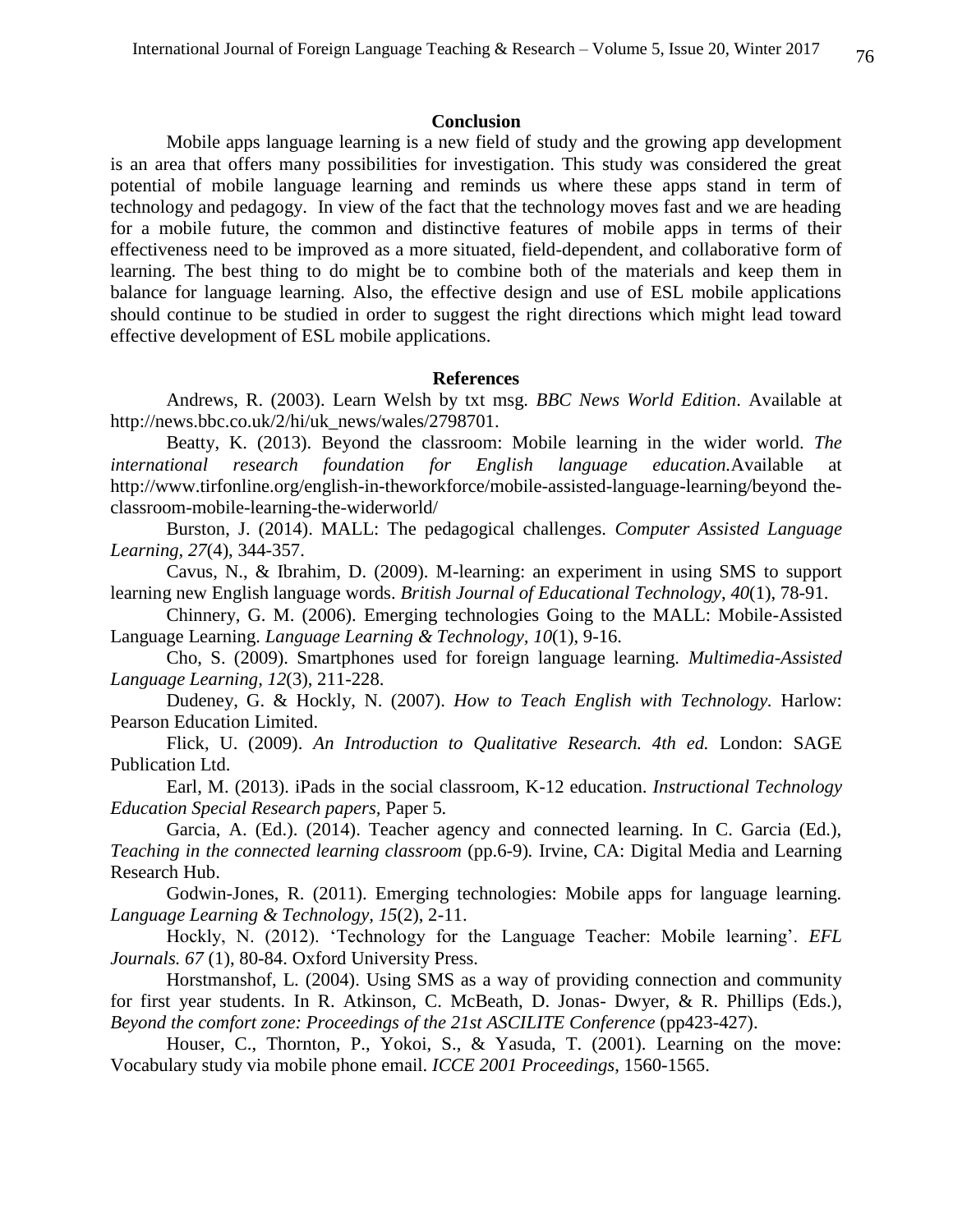## Conclusion

Mobile apps language learning is a new field of study and the growing app development is an area that offers many possibilities for investigation. This study was considered the great potential of mobile language learning and reminds us where these apps stand in term of technology and pedagogy. In view of the fact that the technology moves fast and we are heading for a mobile future, the common and distinctive features of mobile apps in terms of their effectiveness need to be improved as a more situated, field-dependent, and collaborative form of learning. The best thing to do might be to combine both of the materials and keep them in balance for language learning. Also, the effective design and use of ESL mobile applications should continue to be studied in order to suggest the right directions which might lead toward effective development of ESL mobile applications.

## References

Andrews, R. (2003). Learn Welsh by txt msg. *BBC News World Edition*. Available at http://news.bbc.co.uk/2/hi/uk_news/wales/2798701.

Beatty, K. (2013). Beyond the classroom: Mobile learning in the wider world. *The international research foundation for English language education.*Available at http://www.tirfonline.org/english-in-theworkforce/mobile-assisted-language-learning/beyond the-classroom-mobile-learning-the-widerworld/

Burston, J. (2014). MALL: The pedagogical challenges. *Computer Assisted Language Learning, 27*(4), 344-357.

Cavus, N., & Ibrahim, D. (2009). M-learning: an experiment in using SMS to support learning new English language words. *British Journal of Educational Technology, 40*(1), 78-91.

Chinnery, G. M. (2006). Emerging technologies Going to the MALL: Mobile-Assisted Language Learning. *Language Learning & Technology, 10*(1), 9-16.

Cho, S. (2009). Smartphones used for foreign language learning. *Multimedia-Assisted Language Learning, 12*(3), 211-228.

Dudeney, G. & Hockly, N. (2007). *How to Teach English with Technology.* Harlow: Pearson Education Limited.

Flick, U. (2009). *An Introduction to Qualitative Research. 4th ed.* London: SAGE Publication Ltd.

Earl, M. (2013). iPads in the social classroom, K-12 education. *Instructional Technology Education Special Research papers,* Paper 5.

Garcia, A. (Ed.). (2014). Teacher agency and connected learning. In C. Garcia (Ed.), *Teaching in the connected learning classroom* (pp.6-9). Irvine, CA: Digital Media and Learning Research Hub.

Godwin-Jones, R. (2011). Emerging technologies: Mobile apps for language learning. *Language Learning & Technology, 15*(2), 2-11.

Hockly, N. (2012). 'Technology for the Language Teacher: Mobile learning'. *EFL Journals. 67* (1), 80-84. Oxford University Press.

Horstmanshof, L. (2004). Using SMS as a way of providing connection and community for first year students. In R. Atkinson, C. McBeath, D. Jonas- Dwyer, & R. Phillips (Eds.), *Beyond the comfort zone: Proceedings of the 21st ASCILITE Conference* (pp423-427).

Houser, C., Thornton, P., Yokoi, S., & Yasuda, T. (2001). Learning on the move: Vocabulary study via mobile phone email. *ICCE 2001 Proceedings,* 1560-1565.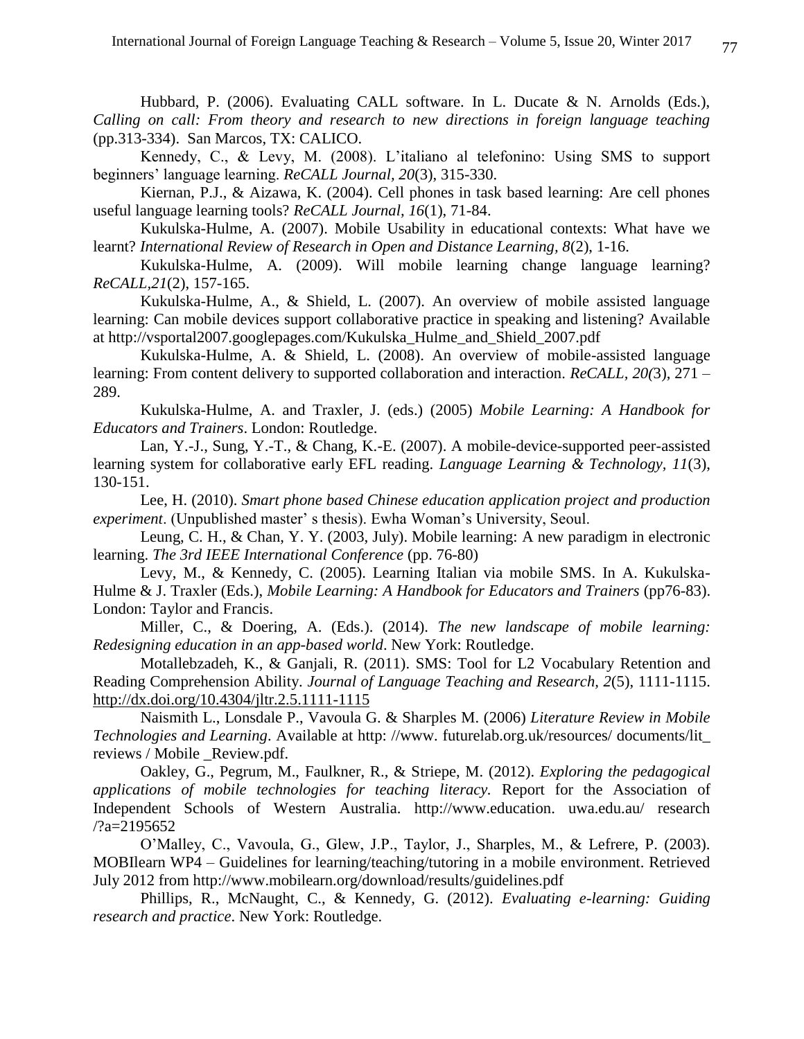Hubbard, P. (2006). Evaluating CALL software. In L. Ducate & N. Arnolds (Eds.), *Calling on call: From theory and research to new directions in foreign language teaching* (pp.313-334). San Marcos, TX: CALICO.

Kennedy, C., & Levy, M. (2008). L'italiano al telefonino: Using SMS to support beginners' language learning. *ReCALL Journal, 20*(3), 315-330.

Kiernan, P.J., & Aizawa, K. (2004). Cell phones in task based learning: Are cell phones useful language learning tools? *ReCALL Journal, 16*(1), 71-84.

Kukulska-Hulme, A. (2007). Mobile Usability in educational contexts: What have we learnt? *International Review of Research in Open and Distance Learning, 8*(2), 1-16.

Kukulska-Hulme, A. (2009). Will mobile learning change language learning? *ReCALL,21*(2), 157-165.

Kukulska-Hulme, A., & Shield, L. (2007). An overview of mobile assisted language learning: Can mobile devices support collaborative practice in speaking and listening? Available at http://vsportal2007.googlepages.com/Kukulska_Hulme_and_Shield_2007.pdf

Kukulska-Hulme, A. & Shield, L. (2008). An overview of mobile-assisted language learning: From content delivery to supported collaboration and interaction. *ReCALL, 20(*3), 271 – 289.

Kukulska-Hulme, A. and Traxler, J. (eds.) (2005) *Mobile Learning: A Handbook for Educators and Trainers*. London: Routledge.

Lan, Y.-J., Sung, Y.-T., & Chang, K.-E. (2007). A mobile-device-supported peer-assisted learning system for collaborative early EFL reading. *Language Learning & Technology, 11*(3), 130-151.

Lee, H. (2010). *Smart phone based Chinese education application project and production experiment*. (Unpublished master' s thesis). Ewha Woman's University, Seoul.

Leung, C. H., & Chan, Y. Y. (2003, July). Mobile learning: A new paradigm in electronic learning. *The 3rd IEEE International Conference* (pp. 76-80)

Levy, M., & Kennedy, C. (2005). Learning Italian via mobile SMS. In A. Kukulska-Hulme & J. Traxler (Eds.), *Mobile Learning: A Handbook for Educators and Trainers* (pp76-83). London: Taylor and Francis.

Miller, C., & Doering, A. (Eds.). (2014). *The new landscape of mobile learning: Redesigning education in an app-based world*. New York: Routledge.

Motallebzadeh, K., & Ganjali, R. (2011). SMS: Tool for L2 Vocabulary Retention and Reading Comprehension Ability. *Journal of Language Teaching and Research, 2*(5), 1111-1115. http://dx.doi.org/10.4304/jltr.2.5.1111-1115

Naismith L., Lonsdale P., Vavoula G. & Sharples M. (2006) *Literature Review in Mobile Technologies and Learning*. Available at http: //www. futurelab.org.uk/resources/ documents/lit_ reviews / Mobile _Review.pdf.

Oakley, G., Pegrum, M., Faulkner, R., & Striepe, M. (2012). *Exploring the pedagogical applications of mobile technologies for teaching literacy.* Report for the Association of Independent Schools of Western Australia. http://www.education. uwa.edu.au/ research /?a=2195652

O'Malley, C., Vavoula, G., Glew, J.P., Taylor, J., Sharples, M., & Lefrere, P. (2003). MOBIlearn WP4 – Guidelines for learning/teaching/tutoring in a mobile environment. Retrieved July 2012 from http://www.mobilearn.org/download/results/guidelines.pdf

Phillips, R., McNaught, C., & Kennedy, G. (2012). *Evaluating e-learning: Guiding research and practice*. New York: Routledge.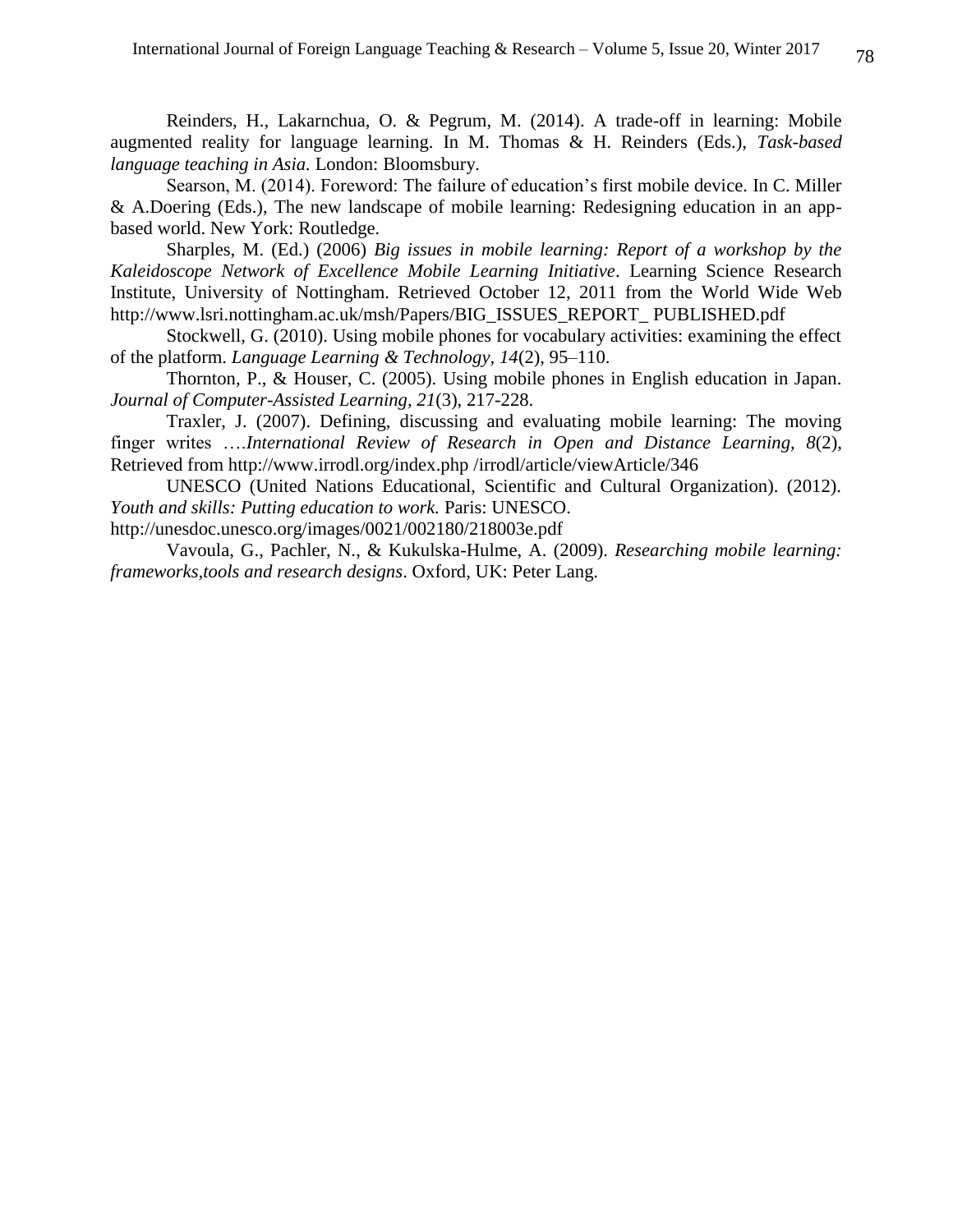Reinders, H., Lakarnchua, O. & Pegrum, M. (2014). A trade-off in learning: Mobile augmented reality for language learning. In M. Thomas & H. Reinders (Eds.), *Task-based language teaching in Asia.* London: Bloomsbury.

Searson, M. (2014). Foreword: The failure of education's first mobile device. In C. Miller & A.Doering (Eds.), The new landscape of mobile learning: Redesigning education in an app-based world. New York: Routledge.

Sharples, M. (Ed.) (2006) *Big issues in mobile learning: Report of a workshop by the Kaleidoscope Network of Excellence Mobile Learning Initiative*. Learning Science Research Institute, University of Nottingham. Retrieved October 12, 2011 from the World Wide Web http://www.lsri.nottingham.ac.uk/msh/Papers/BIG_ISSUES_REPORT_ PUBLISHED.pdf

Stockwell, G. (2010). Using mobile phones for vocabulary activities: examining the effect of the platform. *Language Learning & Technology, 14*(2), 95–110.

Thornton, P., & Houser, C. (2005). Using mobile phones in English education in Japan. *Journal of Computer-Assisted Learning, 21*(3), 217-228.

Traxler, J. (2007). Defining, discussing and evaluating mobile learning: The moving finger writes ….*International Review of Research in Open and Distance Learning, 8*(2), Retrieved from http://www.irrodl.org/index.php /irrodl/article/viewArticle/346

UNESCO (United Nations Educational, Scientific and Cultural Organization). (2012). *Youth and skills: Putting education to work.* Paris: UNESCO. http://unesdoc.unesco.org/images/0021/002180/218003e.pdf

Vavoula, G., Pachler, N., & Kukulska-Hulme, A. (2009). *Researching mobile learning: frameworks,tools and research designs*. Oxford, UK: Peter Lang.